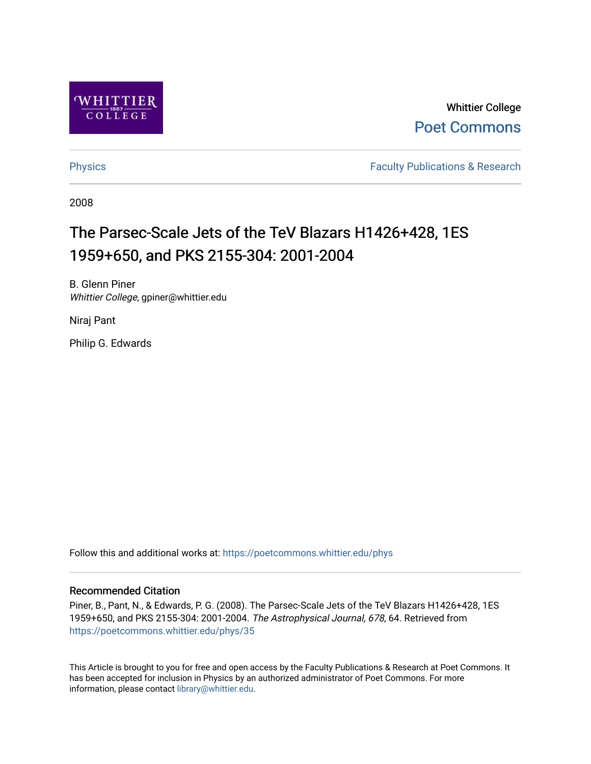Whittier College

Poet Commons

Physics

Faculty Publications & Research

2008

# The Parsec-Scale Jets of the TeV Blazars H1426+428, 1ES 1959+650, and PKS 2155-304: 2001-2004

B. Glenn Piner
*Whittier College*, gpiner@whittier.edu

Niraj Pant

Philip G. Edwards

Follow this and additional works at: https://poetcommons.whittier.edu/phys

## Recommended Citation

Piner, B., Pant, N., & Edwards, P. G. (2008). The Parsec-Scale Jets of the TeV Blazars H1426+428, 1ES 1959+650, and PKS 2155-304: 2001-2004. *The Astrophysical Journal, 678*, 64. Retrieved from https://poetcommons.whittier.edu/phys/35

This Article is brought to you for free and open access by the Faculty Publications & Research at Poet Commons. It has been accepted for inclusion in Physics by an authorized administrator of Poet Commons. For more information, please contact library@whittier.edu.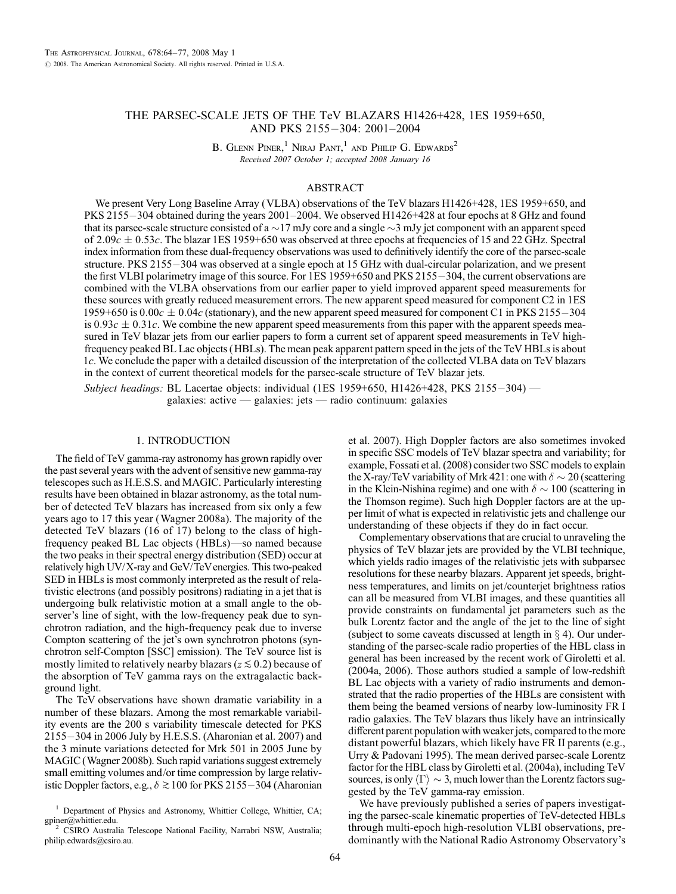# THE PARSEC-SCALE JETS OF THE TeV BLAZARS H1426+428, 1ES 1959+650, AND PKS 2155−304: 2001–2004

B. Glenn Piner,[1] Niraj Pant,[1] and Philip G. Edwards[2]

*Received 2007 October 1; accepted 2008 January 16*

## ABSTRACT

We present Very Long Baseline Array (VLBA) observations of the TeV blazars H1426+428, 1ES 1959+650, and PKS 2155−304 obtained during the years 2001–2004. We observed H1426+428 at four epochs at 8 GHz and found that its parsec-scale structure consisted of a ~17 mJy core and a single ~3 mJy jet component with an apparent speed of $2.09c \pm 0.53c$. The blazar 1ES 1959+650 was observed at three epochs at frequencies of 15 and 22 GHz. Spectral index information from these dual-frequency observations was used to definitively identify the core of the parsec-scale structure. PKS 2155−304 was observed at a single epoch at 15 GHz with dual-circular polarization, and we present the first VLBI polarimetry image of this source. For 1ES 1959+650 and PKS 2155−304, the current observations are combined with the VLBA observations from our earlier paper to yield improved apparent speed measurements for these sources with greatly reduced measurement errors. The new apparent speed measured for component C2 in 1ES 1959+650 is $0.00c \pm 0.04c$ (stationary), and the new apparent speed measured for component C1 in PKS 2155−304 is $0.93c \pm 0.31c$. We combine the new apparent speed measurements from this paper with the apparent speeds measured in TeV blazar jets from our earlier papers to form a current set of apparent speed measurements in TeV high-frequency peaked BL Lac objects (HBLs). The mean peak apparent pattern speed in the jets of the TeV HBLs is about 1$c$. We conclude the paper with a detailed discussion of the interpretation of the collected VLBA data on TeV blazars in the context of current theoretical models for the parsec-scale structure of TeV blazar jets.

*Subject headings:* BL Lacertae objects: individual (1ES 1959+650, H1426+428, PKS 2155−304) — galaxies: active — galaxies: jets — radio continuum: galaxies

## 1. INTRODUCTION

The field of TeV gamma-ray astronomy has grown rapidly over the past several years with the advent of sensitive new gamma-ray telescopes such as H.E.S.S. and MAGIC. Particularly interesting results have been obtained in blazar astronomy, as the total number of detected TeV blazars has increased from six only a few years ago to 17 this year (Wagner 2008a). The majority of the detected TeV blazars (16 of 17) belong to the class of high-frequency peaked BL Lac objects (HBLs)—so named because the two peaks in their spectral energy distribution (SED) occur at relatively high UV/X-ray and GeV/TeV energies. This two-peaked SED in HBLs is most commonly interpreted as the result of relativistic electrons (and possibly positrons) radiating in a jet that is undergoing bulk relativistic motion at a small angle to the observer's line of sight, with the low-frequency peak due to synchrotron radiation, and the high-frequency peak due to inverse Compton scattering of the jet's own synchrotron photons (synchrotron self-Compton [SSC] emission). The TeV source list is mostly limited to relatively nearby blazars ($z \lesssim 0.2$) because of the absorption of TeV gamma rays on the extragalactic background light.

The TeV observations have shown dramatic variability in a number of these blazars. Among the most remarkable variability events are the 200 s variability timescale detected for PKS 2155−304 in 2006 July by H.E.S.S. (Aharonian et al. 2007) and the 3 minute variations detected for Mrk 501 in 2005 June by MAGIC (Wagner 2008b). Such rapid variations suggest extremely small emitting volumes and/or time compression by large relativistic Doppler factors, e.g., $\delta \gtrsim 100$ for PKS 2155−304 (Aharonian et al. 2007). High Doppler factors are also sometimes invoked in specific SSC models of TeV blazar spectra and variability; for example, Fossati et al. (2008) consider two SSC models to explain the X-ray/TeV variability of Mrk 421: one with $\delta \sim 20$ (scattering in the Klein-Nishina regime) and one with $\delta \sim 100$ (scattering in the Thomson regime). Such high Doppler factors are at the upper limit of what is expected in relativistic jets and challenge our understanding of these objects if they do in fact occur.

Complementary observations that are crucial to unraveling the physics of TeV blazar jets are provided by the VLBI technique, which yields radio images of the relativistic jets with subparsec resolutions for these nearby blazars. Apparent jet speeds, brightness temperatures, and limits on jet/counterjet brightness ratios can all be measured from VLBI images, and these quantities all provide constraints on fundamental jet parameters such as the bulk Lorentz factor and the angle of the jet to the line of sight (subject to some caveats discussed at length in § 4). Our understanding of the parsec-scale radio properties of the HBL class in general has been increased by the recent work of Giroletti et al. (2004a, 2006). Those authors studied a sample of low-redshift BL Lac objects with a variety of radio instruments and demonstrated that the radio properties of the HBLs are consistent with them being the beamed versions of nearby low-luminosity FR I radio galaxies. The TeV blazars thus likely have an intrinsically different parent population with weaker jets, compared to the more distant powerful blazars, which likely have FR II parents (e.g., Urry & Padovani 1995). The mean derived parsec-scale Lorentz factor for the HBL class by Giroletti et al. (2004a), including TeV sources, is only $\langle \Gamma \rangle \sim 3$, much lower than the Lorentz factors suggested by the TeV gamma-ray emission.

We have previously published a series of papers investigating the parsec-scale kinematic properties of TeV-detected HBLs through multi-epoch high-resolution VLBI observations, predominantly with the National Radio Astronomy Observatory's

[1] Department of Physics and Astronomy, Whittier College, Whittier, CA; gpiner@whittier.edu.

[2] CSIRO Australia Telescope National Facility, Narrabri NSW, Australia; philip.edwards@csiro.au.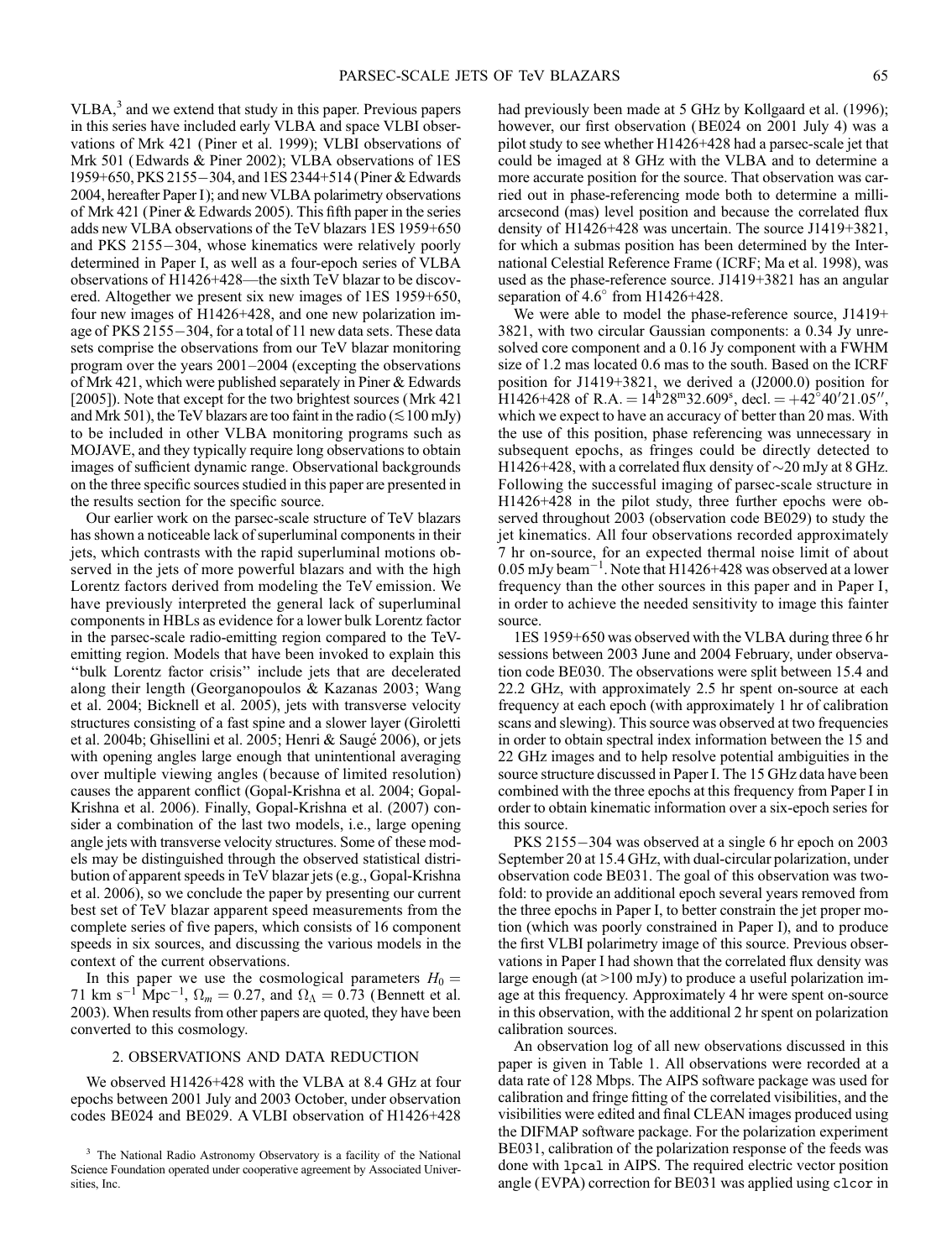VLBA,[3] and we extend that study in this paper. Previous papers in this series have included early VLBA and space VLBI observations of Mrk 421 (Piner et al. 1999); VLBI observations of Mrk 501 (Edwards & Piner 2002); VLBA observations of 1ES 1959+650, PKS 2155−304, and 1ES 2344+514 (Piner & Edwards 2004, hereafter Paper I); and new VLBA polarimetry observations of Mrk 421 (Piner & Edwards 2005). This fifth paper in the series adds new VLBA observations of the TeV blazars 1ES 1959+650 and PKS 2155−304, whose kinematics were relatively poorly determined in Paper I, as well as a four-epoch series of VLBA observations of H1426+428—the sixth TeV blazar to be discovered. Altogether we present six new images of 1ES 1959+650, four new images of H1426+428, and one new polarization image of PKS 2155−304, for a total of 11 new data sets. These data sets comprise the observations from our TeV blazar monitoring program over the years 2001–2004 (excepting the observations of Mrk 421, which were published separately in Piner & Edwards [2005]). Note that except for the two brightest sources (Mrk 421 and Mrk 501), the TeV blazars are too faint in the radio ($\lesssim 100$ mJy) to be included in other VLBA monitoring programs such as MOJAVE, and they typically require long observations to obtain images of sufficient dynamic range. Observational backgrounds on the three specific sources studied in this paper are presented in the results section for the specific source.

Our earlier work on the parsec-scale structure of TeV blazars has shown a noticeable lack of superluminal components in their jets, which contrasts with the rapid superluminal motions observed in the jets of more powerful blazars and with the high Lorentz factors derived from modeling the TeV emission. We have previously interpreted the general lack of superluminal components in HBLs as evidence for a lower bulk Lorentz factor in the parsec-scale radio-emitting region compared to the TeV-emitting region. Models that have been invoked to explain this "bulk Lorentz factor crisis" include jets that are decelerated along their length (Georganopoulos & Kazanas 2003; Wang et al. 2004; Bicknell et al. 2005), jets with transverse velocity structures consisting of a fast spine and a slower layer (Giroletti et al. 2004b; Ghisellini et al. 2005; Henri & Saugé 2006), or jets with opening angles large enough that unintentional averaging over multiple viewing angles (because of limited resolution) causes the apparent conflict (Gopal-Krishna et al. 2004; Gopal-Krishna et al. 2006). Finally, Gopal-Krishna et al. (2007) consider a combination of the last two models, i.e., large opening angle jets with transverse velocity structures. Some of these models may be distinguished through the observed statistical distribution of apparent speeds in TeV blazar jets (e.g., Gopal-Krishna et al. 2006), so we conclude the paper by presenting our current best set of TeV blazar apparent speed measurements from the complete series of five papers, which consists of 16 component speeds in six sources, and discussing the various models in the context of the current observations.

In this paper we use the cosmological parameters $H_0 = 71$ km s$^{-1}$ Mpc$^{-1}$, $\Omega_m = 0.27$, and $\Omega_\Lambda = 0.73$ (Bennett et al. 2003). When results from other papers are quoted, they have been converted to this cosmology.

## 2. OBSERVATIONS AND DATA REDUCTION

We observed H1426+428 with the VLBA at 8.4 GHz at four epochs between 2001 July and 2003 October, under observation codes BE024 and BE029. A VLBI observation of H1426+428 had previously been made at 5 GHz by Kollgaard et al. (1996); however, our first observation (BE024 on 2001 July 4) was a pilot study to see whether H1426+428 had a parsec-scale jet that could be imaged at 8 GHz with the VLBA and to determine a more accurate position for the source. That observation was carried out in phase-referencing mode both to determine a milliarcsecond (mas) level position and because the correlated flux density of H1426+428 was uncertain. The source J1419+3821, for which a submas position has been determined by the International Celestial Reference Frame (ICRF; Ma et al. 1998), was used as the phase-reference source. J1419+3821 has an angular separation of 4.6° from H1426+428.

We were able to model the phase-reference source, J1419+3821, with two circular Gaussian components: a 0.34 Jy unresolved core component and a 0.16 Jy component with a FWHM size of 1.2 mas located 0.6 mas to the south. Based on the ICRF position for J1419+3821, we derived a (J2000.0) position for H1426+428 of R.A. = $14^{\rm h}28^{\rm m}32.609^{\rm s}$, decl. = $+42°40'21.05''$, which we expect to have an accuracy of better than 20 mas. With the use of this position, phase referencing was unnecessary in subsequent epochs, as fringes could be directly detected to H1426+428, with a correlated flux density of ~20 mJy at 8 GHz. Following the successful imaging of parsec-scale structure in H1426+428 in the pilot study, three further epochs were observed throughout 2003 (observation code BE029) to study the jet kinematics. All four observations recorded approximately 7 hr on-source, for an expected thermal noise limit of about 0.05 mJy beam$^{-1}$. Note that H1426+428 was observed at a lower frequency than the other sources in this paper and in Paper I, in order to achieve the needed sensitivity to image this fainter source.

1ES 1959+650 was observed with the VLBA during three 6 hr sessions between 2003 June and 2004 February, under observation code BE030. The observations were split between 15.4 and 22.2 GHz, with approximately 2.5 hr spent on-source at each frequency at each epoch (with approximately 1 hr of calibration scans and slewing). This source was observed at two frequencies in order to obtain spectral index information between the 15 and 22 GHz images and to help resolve potential ambiguities in the source structure discussed in Paper I. The 15 GHz data have been combined with the three epochs at this frequency from Paper I in order to obtain kinematic information over a six-epoch series for this source.

PKS 2155−304 was observed at a single 6 hr epoch on 2003 September 20 at 15.4 GHz, with dual-circular polarization, under observation code BE031. The goal of this observation was twofold: to provide an additional epoch several years removed from the three epochs in Paper I, to better constrain the jet proper motion (which was poorly constrained in Paper I), and to produce the first VLBI polarimetry image of this source. Previous observations in Paper I had shown that the correlated flux density was large enough (at >100 mJy) to produce a useful polarization image at this frequency. Approximately 4 hr were spent on-source in this observation, with the additional 2 hr spent on polarization calibration sources.

An observation log of all new observations discussed in this paper is given in Table 1. All observations were recorded at a data rate of 128 Mbps. The AIPS software package was used for calibration and fringe fitting of the correlated visibilities, and the visibilities were edited and final CLEAN images produced using the DIFMAP software package. For the polarization experiment BE031, calibration of the polarization response of the feeds was done with `lpcal` in AIPS. The required electric vector position angle (EVPA) correction for BE031 was applied using `clcor` in

[3] The National Radio Astronomy Observatory is a facility of the National Science Foundation operated under cooperative agreement by Associated Universities, Inc.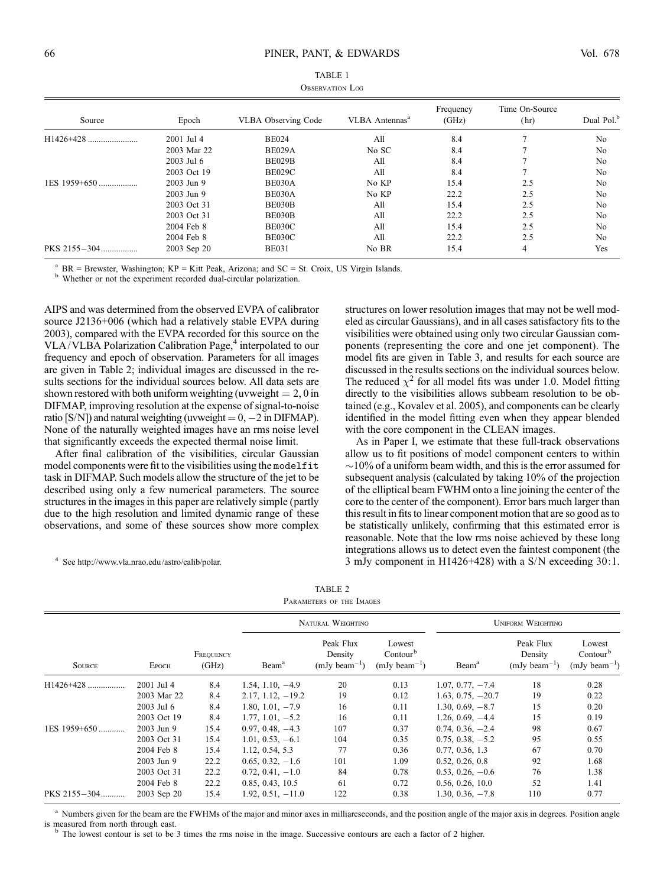TABLE 1

Observation Log

| Source | Epoch | VLBA Observing Code | VLBA Antennas[a] | Frequency (GHz) | Time On-Source (hr) | Dual Pol.[b] |
|---|---|---|---|---|---|---|
| H1426+428 | 2001 Jul 4 | BE024 | All | 8.4 | 7 | No |
| | 2003 Mar 22 | BE029A | No SC | 8.4 | 7 | No |
| | 2003 Jul 6 | BE029B | All | 8.4 | 7 | No |
| | 2003 Oct 19 | BE029C | All | 8.4 | 7 | No |
| 1ES 1959+650 | 2003 Jun 9 | BE030A | No KP | 15.4 | 2.5 | No |
| | 2003 Jun 9 | BE030A | No KP | 22.2 | 2.5 | No |
| | 2003 Oct 31 | BE030B | All | 15.4 | 2.5 | No |
| | 2003 Oct 31 | BE030B | All | 22.2 | 2.5 | No |
| | 2004 Feb 8 | BE030C | All | 15.4 | 2.5 | No |
| | 2004 Feb 8 | BE030C | All | 22.2 | 2.5 | No |
| PKS 2155−304 | 2003 Sep 20 | BE031 | No BR | 15.4 | 4 | Yes |

[a] BR = Brewster, Washington; KP = Kitt Peak, Arizona; and SC = St. Croix, US Virgin Islands.
[b] Whether or not the experiment recorded dual-circular polarization.

AIPS and was determined from the observed EVPA of calibrator source J2136+006 (which had a relatively stable EVPA during 2003), compared with the EVPA recorded for this source on the VLA/VLBA Polarization Calibration Page,[4] interpolated to our frequency and epoch of observation. Parameters for all images are given in Table 2; individual images are discussed in the results sections for the individual sources below. All data sets are shown restored with both uniform weighting (uvweight = 2, 0 in DIFMAP, improving resolution at the expense of signal-to-noise ratio [S/N]) and natural weighting (uvweight = 0, −2 in DIFMAP). None of the naturally weighted images have an rms noise level that significantly exceeds the expected thermal noise limit.

After final calibration of the visibilities, circular Gaussian model components were fit to the visibilities using the `modelfit` task in DIFMAP. Such models allow the structure of the jet to be described using only a few numerical parameters. The source structures in the images in this paper are relatively simple (partly due to the high resolution and limited dynamic range of these observations, and some of these sources show more complex structures on lower resolution images that may not be well modeled as circular Gaussians), and in all cases satisfactory fits to the visibilities were obtained using only two circular Gaussian components (representing the core and one jet component). The model fits are given in Table 3, and results for each source are discussed in the results sections on the individual sources below. The reduced $\chi^2$ for all model fits was under 1.0. Model fitting directly to the visibilities allows subbeam resolution to be obtained (e.g., Kovalev et al. 2005), and components can be clearly identified in the model fitting even when they appear blended with the core component in the CLEAN images.

As in Paper I, we estimate that these full-track observations allow us to fit positions of model component centers to within ~10% of a uniform beam width, and this is the error assumed for subsequent analysis (calculated by taking 10% of the projection of the elliptical beam FWHM onto a line joining the center of the core to the center of the component). Error bars much larger than this result in fits to linear component motion that are so good as to be statistically unlikely, confirming that this estimated error is reasonable. Note that the low rms noise achieved by these long integrations allows us to detect even the faintest component (the 3 mJy component in H1426+428) with a S/N exceeding 30:1.

[4] See http://www.vla.nrao.edu/astro/calib/polar.

TABLE 2

Parameters of the Images

| | | | Natural Weighting | | | Uniform Weighting | | |
|---|---|---|---|---|---|---|---|---|
| Source | Epoch | Frequency (GHz) | Beam[a] | Peak Flux Density (mJy beam$^{-1}$) | Lowest Contour[b] (mJy beam$^{-1}$) | Beam[a] | Peak Flux Density (mJy beam$^{-1}$) | Lowest Contour[b] (mJy beam$^{-1}$) |
| H1426+428 | 2001 Jul 4 | 8.4 | 1.54, 1.10, −4.9 | 20 | 0.13 | 1.07, 0.77, −7.4 | 18 | 0.28 |
| | 2003 Mar 22 | 8.4 | 2.17, 1.12, −19.2 | 19 | 0.12 | 1.63, 0.75, −20.7 | 19 | 0.22 |
| | 2003 Jul 6 | 8.4 | 1.80, 1.01, −7.9 | 16 | 0.11 | 1.30, 0.69, −8.7 | 15 | 0.20 |
| | 2003 Oct 19 | 8.4 | 1.77, 1.01, −5.2 | 16 | 0.11 | 1.26, 0.69, −4.4 | 15 | 0.19 |
| 1ES 1959+650 | 2003 Jun 9 | 15.4 | 0.97, 0.48, −4.3 | 107 | 0.37 | 0.74, 0.36, −2.4 | 98 | 0.67 |
| | 2003 Oct 31 | 15.4 | 1.01, 0.53, −6.1 | 104 | 0.35 | 0.75, 0.38, −5.2 | 95 | 0.55 |
| | 2004 Feb 8 | 15.4 | 1.12, 0.54, 5.3 | 77 | 0.36 | 0.77, 0.36, 1.3 | 67 | 0.70 |
| | 2003 Jun 9 | 22.2 | 0.65, 0.32, −1.6 | 101 | 1.09 | 0.52, 0.26, 0.8 | 92 | 1.68 |
| | 2003 Oct 31 | 22.2 | 0.72, 0.41, −1.0 | 84 | 0.78 | 0.53, 0.26, −0.6 | 76 | 1.38 |
| | 2004 Feb 8 | 22.2 | 0.85, 0.43, 10.5 | 61 | 0.72 | 0.56, 0.26, 10.0 | 52 | 1.41 |
| PKS 2155−304 | 2003 Sep 20 | 15.4 | 1.92, 0.51, −11.0 | 122 | 0.38 | 1.30, 0.36, −7.8 | 110 | 0.77 |

[a] Numbers given for the beam are the FWHMs of the major and minor axes in milliarcseconds, and the position angle of the major axis in degrees. Position angle is measured from north through east.
[b] The lowest contour is set to be 3 times the rms noise in the image. Successive contours are each a factor of 2 higher.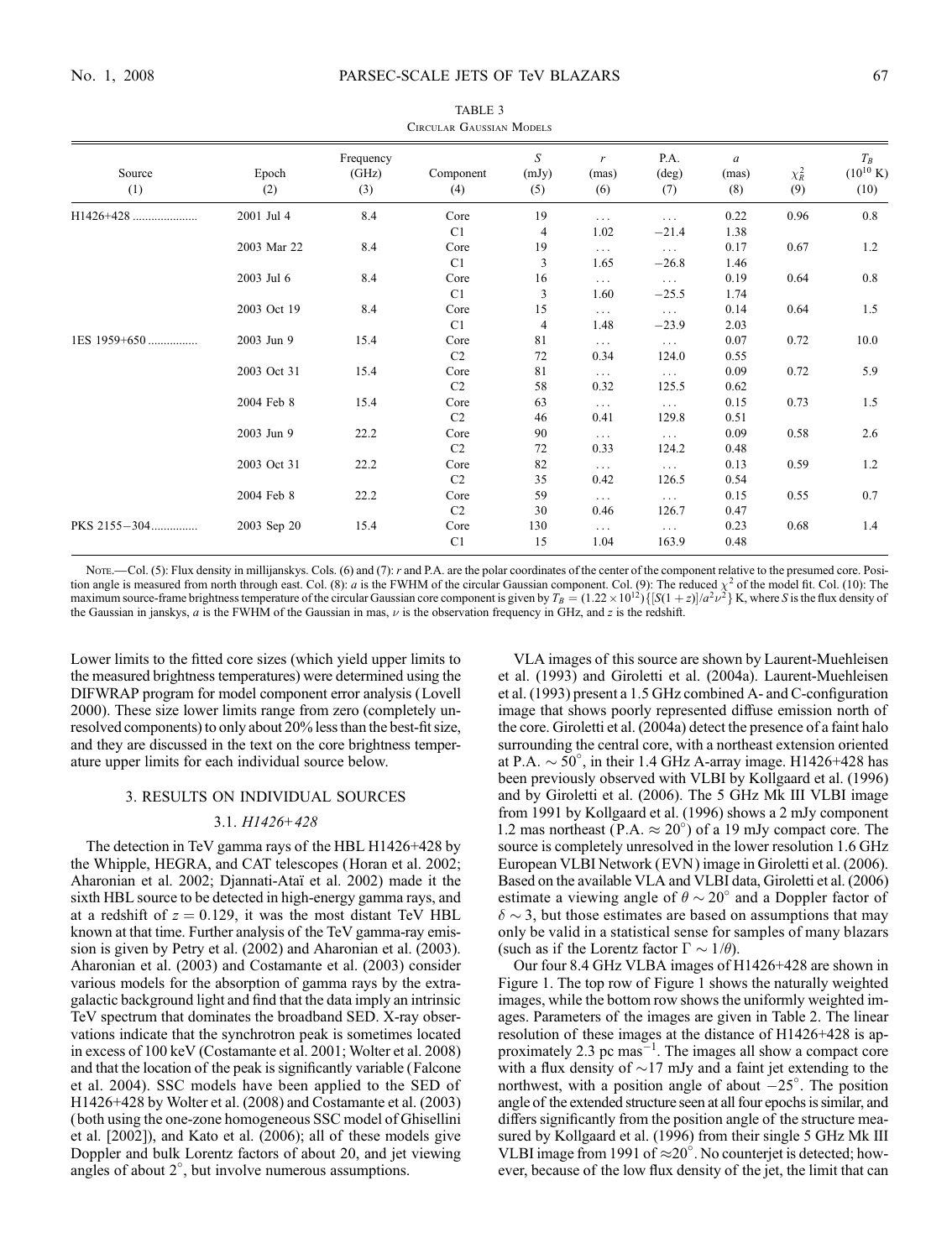TABLE 3

Circular Gaussian Models

| Source (1) | Epoch (2) | Frequency (GHz) (3) | Component (4) | S (mJy) (5) | r (mas) (6) | P.A. (deg) (7) | a (mas) (8) | $\chi_R^2$ (9) | $T_B$ ($10^{10}$ K) (10) |
|---|---|---|---|---|---|---|---|---|---|
| H1426+428 | 2001 Jul 4 | 8.4 | Core | 19 | ... | ... | 0.22 | 0.96 | 0.8 |
| | | | C1 | 4 | 1.02 | −21.4 | 1.38 | | |
| | 2003 Mar 22 | 8.4 | Core | 19 | ... | ... | 0.17 | 0.67 | 1.2 |
| | | | C1 | 3 | 1.65 | −26.8 | 1.46 | | |
| | 2003 Jul 6 | 8.4 | Core | 16 | ... | ... | 0.19 | 0.64 | 0.8 |
| | | | C1 | 3 | 1.60 | −25.5 | 1.74 | | |
| | 2003 Oct 19 | 8.4 | Core | 15 | ... | ... | 0.14 | 0.64 | 1.5 |
| | | | C1 | 4 | 1.48 | −23.9 | 2.03 | | |
| 1ES 1959+650 | 2003 Jun 9 | 15.4 | Core | 81 | ... | ... | 0.07 | 0.72 | 10.0 |
| | | | C2 | 72 | 0.34 | 124.0 | 0.55 | | |
| | 2003 Oct 31 | 15.4 | Core | 81 | ... | ... | 0.09 | 0.72 | 5.9 |
| | | | C2 | 58 | 0.32 | 125.5 | 0.62 | | |
| | 2004 Feb 8 | 15.4 | Core | 63 | ... | ... | 0.15 | 0.73 | 1.5 |
| | | | C2 | 46 | 0.41 | 129.8 | 0.51 | | |
| | 2003 Jun 9 | 22.2 | Core | 90 | ... | ... | 0.09 | 0.58 | 2.6 |
| | | | C2 | 72 | 0.33 | 124.2 | 0.48 | | |
| | 2003 Oct 31 | 22.2 | Core | 82 | ... | ... | 0.13 | 0.59 | 1.2 |
| | | | C2 | 35 | 0.42 | 126.5 | 0.54 | | |
| | 2004 Feb 8 | 22.2 | Core | 59 | ... | ... | 0.15 | 0.55 | 0.7 |
| | | | C2 | 30 | 0.46 | 126.7 | 0.47 | | |
| PKS 2155−304 | 2003 Sep 20 | 15.4 | Core | 130 | ... | ... | 0.23 | 0.68 | 1.4 |
| | | | C1 | 15 | 1.04 | 163.9 | 0.48 | | |

Note.—Col. (5): Flux density in millijanskys. Cols. (6) and (7): r and P.A. are the polar coordinates of the center of the component relative to the presumed core. Position angle is measured from north through east. Col. (8): a is the FWHM of the circular Gaussian component. Col. (9): The reduced $\chi^2$ of the model fit. Col. (10): The maximum source-frame brightness temperature of the circular Gaussian core component is given by $T_B = (1.22 \times 10^{12})\{[S(1+z)]/a^2\nu^2\}$ K, where S is the flux density of the Gaussian in janskys, a is the FWHM of the Gaussian in mas, $\nu$ is the observation frequency in GHz, and z is the redshift.

Lower limits to the fitted core sizes (which yield upper limits to the measured brightness temperatures) were determined using the DIFWRAP program for model component error analysis (Lovell 2000). These size lower limits range from zero (completely unresolved components) to only about 20% less than the best-fit size, and they are discussed in the text on the core brightness temperature upper limits for each individual source below.

## 3. RESULTS ON INDIVIDUAL SOURCES

### 3.1. *H1426+428*

The detection in TeV gamma rays of the HBL H1426+428 by the Whipple, HEGRA, and CAT telescopes (Horan et al. 2002; Aharonian et al. 2002; Djannati-Ataï et al. 2002) made it the sixth HBL source to be detected in high-energy gamma rays, and at a redshift of $z = 0.129$, it was the most distant TeV HBL known at that time. Further analysis of the TeV gamma-ray emission is given by Petry et al. (2002) and Aharonian et al. (2003). Aharonian et al. (2003) and Costamante et al. (2003) consider various models for the absorption of gamma rays by the extragalactic background light and find that the data imply an intrinsic TeV spectrum that dominates the broadband SED. X-ray observations indicate that the synchrotron peak is sometimes located in excess of 100 keV (Costamante et al. 2001; Wolter et al. 2008) and that the location of the peak is significantly variable (Falcone et al. 2004). SSC models have been applied to the SED of H1426+428 by Wolter et al. (2008) and Costamante et al. (2003) (both using the one-zone homogeneous SSC model of Ghisellini et al. [2002]), and Kato et al. (2006); all of these models give Doppler and bulk Lorentz factors of about 20, and jet viewing angles of about 2°, but involve numerous assumptions.

VLA images of this source are shown by Laurent-Muehleisen et al. (1993) and Giroletti et al. (2004a). Laurent-Muehleisen et al. (1993) present a 1.5 GHz combined A- and C-configuration image that shows poorly represented diffuse emission north of the core. Giroletti et al. (2004a) detect the presence of a faint halo surrounding the central core, with a northeast extension oriented at P.A. ~ 50°, in their 1.4 GHz A-array image. H1426+428 has been previously observed with VLBI by Kollgaard et al. (1996) and by Giroletti et al. (2006). The 5 GHz Mk III VLBI image from 1991 by Kollgaard et al. (1996) shows a 2 mJy component 1.2 mas northeast (P.A. ≈ 20°) of a 19 mJy compact core. The source is completely unresolved in the lower resolution 1.6 GHz European VLBI Network (EVN) image in Giroletti et al. (2006). Based on the available VLA and VLBI data, Giroletti et al. (2006) estimate a viewing angle of $\theta \sim 20°$ and a Doppler factor of $\delta \sim 3$, but those estimates are based on assumptions that may only be valid in a statistical sense for samples of many blazars (such as if the Lorentz factor $\Gamma \sim 1/\theta$).

Our four 8.4 GHz VLBA images of H1426+428 are shown in Figure 1. The top row of Figure 1 shows the naturally weighted images, while the bottom row shows the uniformly weighted images. Parameters of the images are given in Table 2. The linear resolution of these images at the distance of H1426+428 is approximately 2.3 pc mas$^{-1}$. The images all show a compact core with a flux density of ~17 mJy and a faint jet extending to the northwest, with a position angle of about −25°. The position angle of the extended structure seen at all four epochs is similar, and differs significantly from the position angle of the structure measured by Kollgaard et al. (1996) from their single 5 GHz Mk III VLBI image from 1991 of ≈20°. No counterjet is detected; however, because of the low flux density of the jet, the limit that can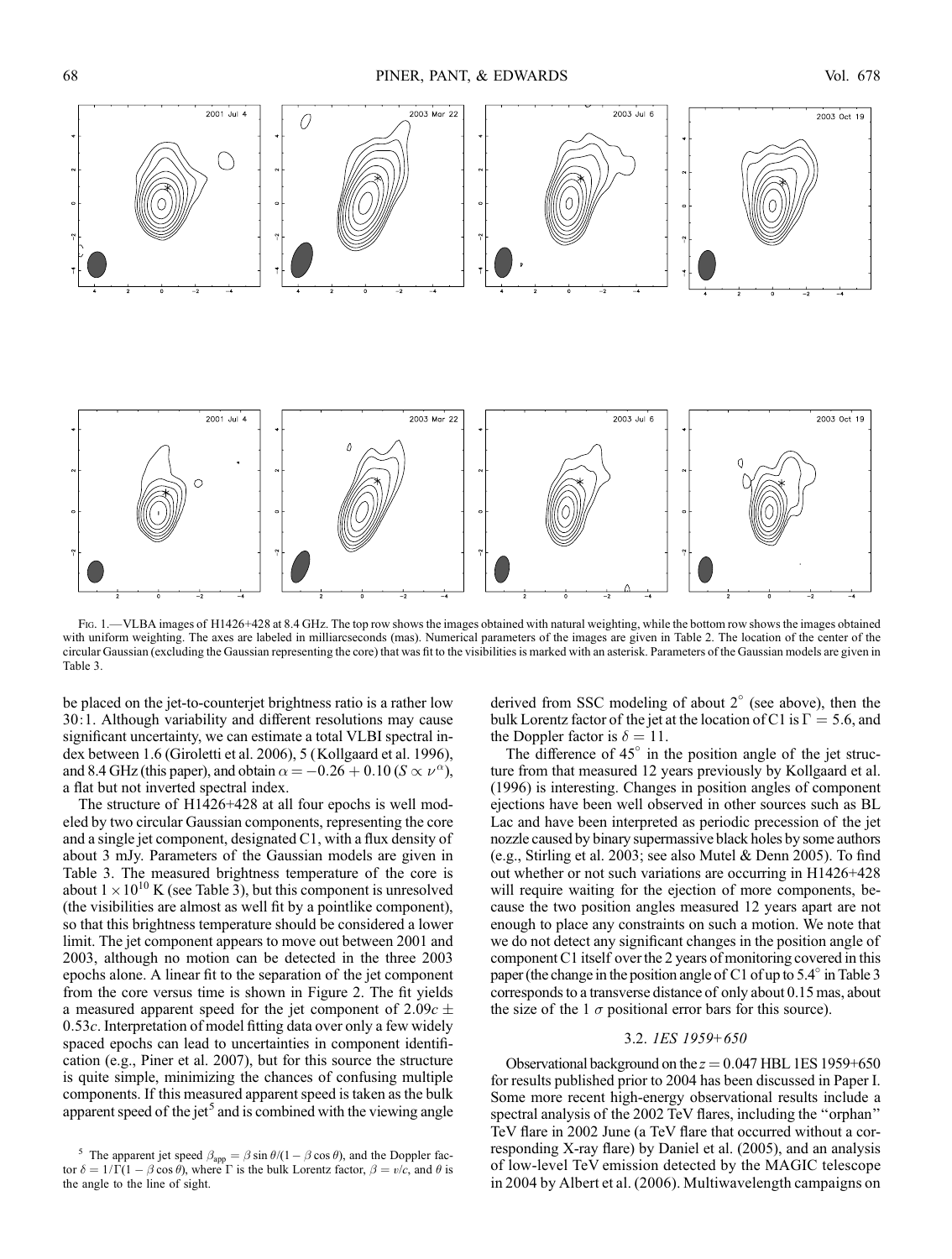Fig. 1.—VLBA images of H1426+428 at 8.4 GHz. The top row shows the images obtained with natural weighting, while the bottom row shows the images obtained with uniform weighting. The axes are labeled in milliarcseconds (mas). Numerical parameters of the images are given in Table 2. The location of the center of the circular Gaussian (excluding the Gaussian representing the core) that was fit to the visibilities is marked with an asterisk. Parameters of the Gaussian models are given in Table 3.

be placed on the jet-to-counterjet brightness ratio is a rather low 30:1. Although variability and different resolutions may cause significant uncertainty, we can estimate a total VLBI spectral index between 1.6 (Giroletti et al. 2006), 5 (Kollgaard et al. 1996), and 8.4 GHz (this paper), and obtain $\alpha = -0.26 + 0.10$ ($S \propto \nu^{\alpha}$), a flat but not inverted spectral index.

The structure of H1426+428 at all four epochs is well modeled by two circular Gaussian components, representing the core and a single jet component, designated C1, with a flux density of about 3 mJy. Parameters of the Gaussian models are given in Table 3. The measured brightness temperature of the core is about $1 \times 10^{10}$ K (see Table 3), but this component is unresolved (the visibilities are almost as well fit by a pointlike component), so that this brightness temperature should be considered a lower limit. The jet component appears to move out between 2001 and 2003, although no motion can be detected in the three 2003 epochs alone. A linear fit to the separation of the jet component from the core versus time is shown in Figure 2. The fit yields a measured apparent speed for the jet component of $2.09c \pm 0.53c$. Interpretation of model fitting data over only a few widely spaced epochs can lead to uncertainties in component identification (e.g., Piner et al. 2007), but for this source the structure is quite simple, minimizing the chances of confusing multiple components. If this measured apparent speed is taken as the bulk apparent speed of the jet[5] and is combined with the viewing angle derived from SSC modeling of about 2° (see above), then the bulk Lorentz factor of the jet at the location of C1 is $\Gamma = 5.6$, and the Doppler factor is $\delta = 11$.

The difference of 45° in the position angle of the jet structure from that measured 12 years previously by Kollgaard et al. (1996) is interesting. Changes in position angles of component ejections have been well observed in other sources such as BL Lac and have been interpreted as periodic precession of the jet nozzle caused by binary supermassive black holes by some authors (e.g., Stirling et al. 2003; see also Mutel & Denn 2005). To find out whether or not such variations are occurring in H1426+428 will require waiting for the ejection of more components, because the two position angles measured 12 years apart are not enough to place any constraints on such a motion. We note that we do not detect any significant changes in the position angle of component C1 itself over the 2 years of monitoring covered in this paper (the change in the position angle of C1 of up to 5.4° in Table 3 corresponds to a transverse distance of only about 0.15 mas, about the size of the 1 $\sigma$ positional error bars for this source).

### 3.2. *1ES 1959+650*

Observational background on the $z = 0.047$ HBL 1ES 1959+650 for results published prior to 2004 has been discussed in Paper I. Some more recent high-energy observational results include a spectral analysis of the 2002 TeV flares, including the "orphan" TeV flare in 2002 June (a TeV flare that occurred without a corresponding X-ray flare) by Daniel et al. (2005), and an analysis of low-level TeV emission detected by the MAGIC telescope in 2004 by Albert et al. (2006). Multiwavelength campaigns on

[5] The apparent jet speed $\beta_{\rm app} = \beta \sin\theta/(1 - \beta\cos\theta)$, and the Doppler factor $\delta = 1/\Gamma(1 - \beta\cos\theta)$, where $\Gamma$ is the bulk Lorentz factor, $\beta = v/c$, and $\theta$ is the angle to the line of sight.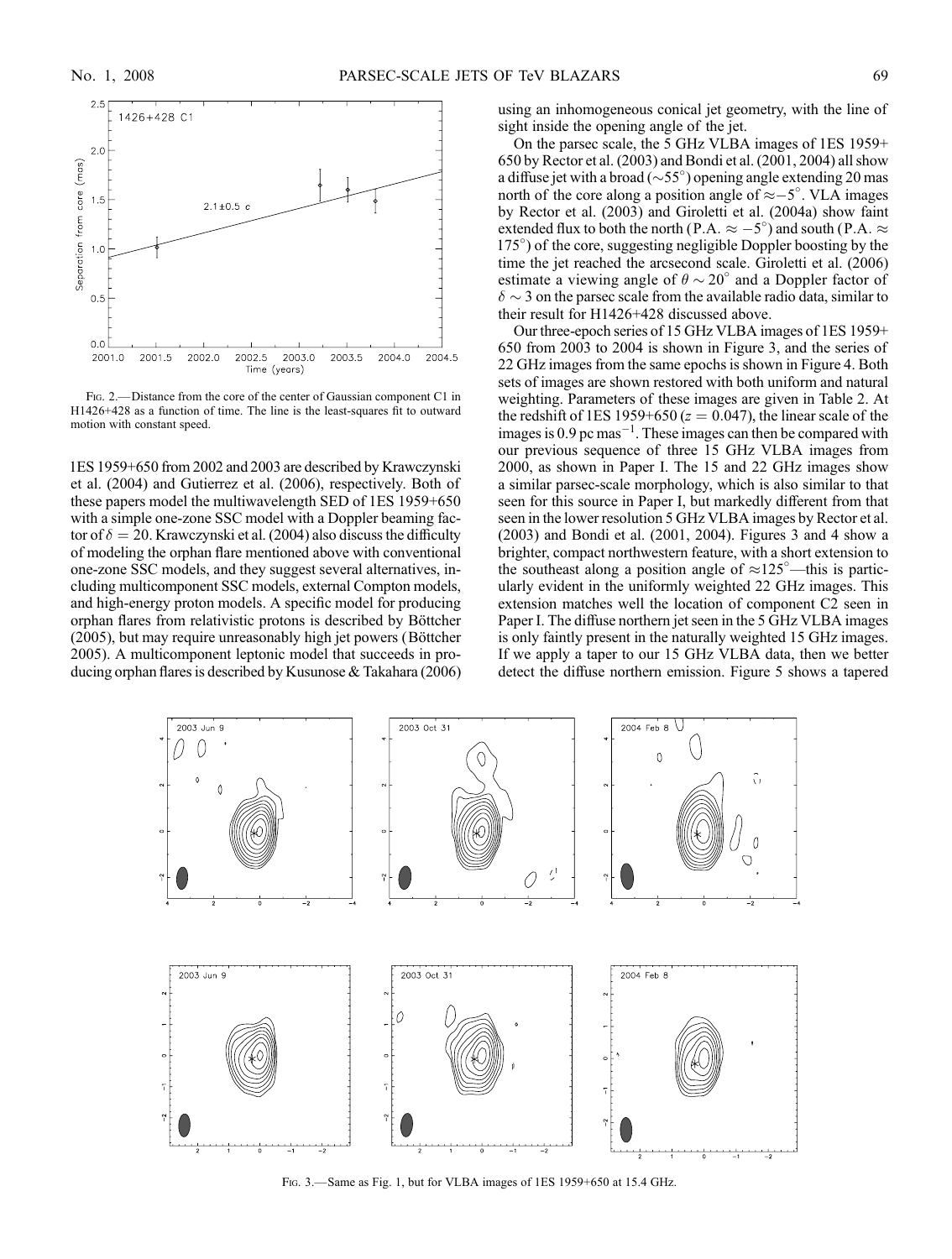FIG. 2.—Distance from the core of the center of Gaussian component C1 in H1426+428 as a function of time. The line is the least-squares fit to outward motion with constant speed.

1ES 1959+650 from 2002 and 2003 are described by Krawczynski et al. (2004) and Gutierrez et al. (2006), respectively. Both of these papers model the multiwavelength SED of 1ES 1959+650 with a simple one-zone SSC model with a Doppler beaming factor of $\delta = 20$. Krawczynski et al. (2004) also discuss the difficulty of modeling the orphan flare mentioned above with conventional one-zone SSC models, and they suggest several alternatives, including multicomponent SSC models, external Compton models, and high-energy proton models. A specific model for producing orphan flares from relativistic protons is described by Böttcher (2005), but may require unreasonably high jet powers (Böttcher 2005). A multicomponent leptonic model that succeeds in producing orphan flares is described by Kusunose & Takahara (2006) using an inhomogeneous conical jet geometry, with the line of sight inside the opening angle of the jet.

On the parsec scale, the 5 GHz VLBA images of 1ES 1959+650 by Rector et al. (2003) and Bondi et al. (2001, 2004) all show a diffuse jet with a broad ($\sim 55°$) opening angle extending 20 mas north of the core along a position angle of $\approx -5°$. VLA images by Rector et al. (2003) and Giroletti et al. (2004a) show faint extended flux to both the north (P.A. $\approx -5°$) and south (P.A. $\approx 175°$) of the core, suggesting negligible Doppler boosting by the time the jet reached the arcsecond scale. Giroletti et al. (2006) estimate a viewing angle of $\theta \sim 20°$ and a Doppler factor of $\delta \sim 3$ on the parsec scale from the available radio data, similar to their result for H1426+428 discussed above.

Our three-epoch series of 15 GHz VLBA images of 1ES 1959+650 from 2003 to 2004 is shown in Figure 3, and the series of 22 GHz images from the same epochs is shown in Figure 4. Both sets of images are shown restored with both uniform and natural weighting. Parameters of these images are given in Table 2. At the redshift of 1ES 1959+650 ($z = 0.047$), the linear scale of the images is 0.9 pc mas$^{-1}$. These images can then be compared with our previous sequence of three 15 GHz VLBA images from 2000, as shown in Paper I. The 15 and 22 GHz images show a similar parsec-scale morphology, which is also similar to that seen for this source in Paper I, but markedly different from that seen in the lower resolution 5 GHz VLBA images by Rector et al. (2003) and Bondi et al. (2001, 2004). Figures 3 and 4 show a brighter, compact northwestern feature, with a short extension to the southeast along a position angle of $\approx 125°$—this is particularly evident in the uniformly weighted 22 GHz images. This extension matches well the location of component C2 seen in Paper I. The diffuse northern jet seen in the 5 GHz VLBA images is only faintly present in the naturally weighted 15 GHz images. If we apply a taper to our 15 GHz VLBA data, then we better detect the diffuse northern emission. Figure 5 shows a tapered

FIG. 3.—Same as Fig. 1, but for VLBA images of 1ES 1959+650 at 15.4 GHz.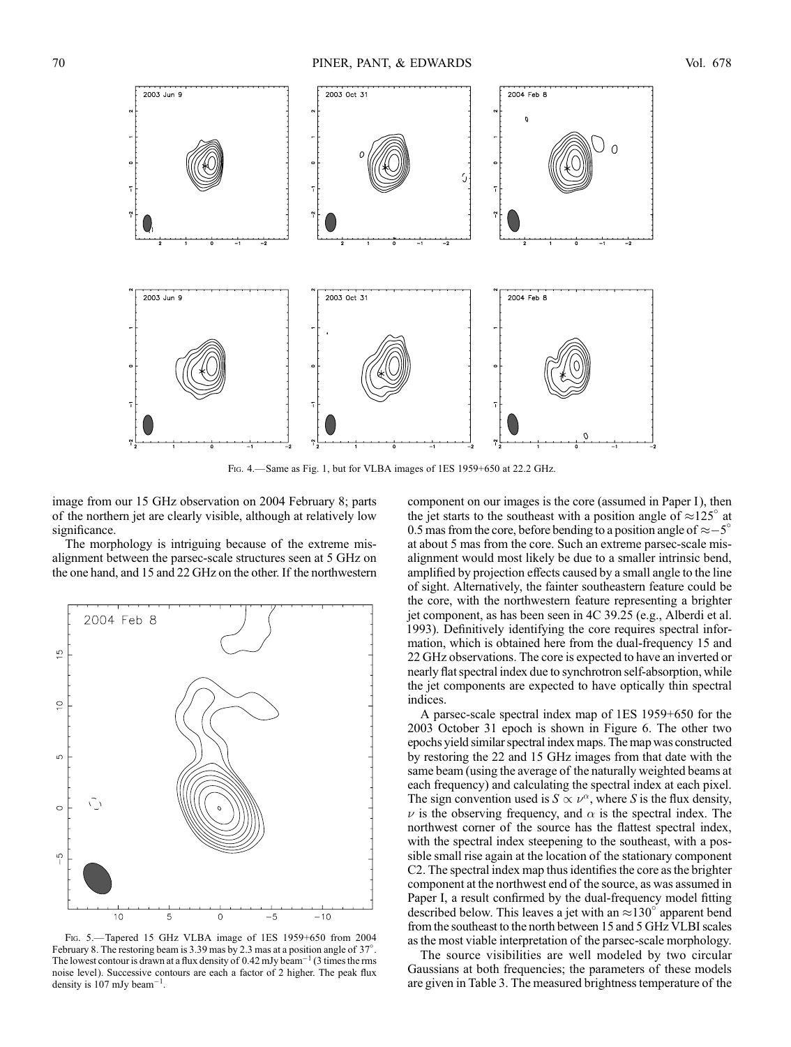FIG. 4.—Same as Fig. 1, but for VLBA images of 1ES 1959+650 at 22.2 GHz.

image from our 15 GHz observation on 2004 February 8; parts of the northern jet are clearly visible, although at relatively low significance.

The morphology is intriguing because of the extreme misalignment between the parsec-scale structures seen at 5 GHz on the one hand, and 15 and 22 GHz on the other. If the northwestern component on our images is the core (assumed in Paper I), then the jet starts to the southeast with a position angle of $\approx 125°$ at 0.5 mas from the core, before bending to a position angle of $\approx -5°$ at about 5 mas from the core. Such an extreme parsec-scale misalignment would most likely be due to a smaller intrinsic bend, amplified by projection effects caused by a small angle to the line of sight. Alternatively, the fainter southeastern feature could be the core, with the northwestern feature representing a brighter jet component, as has been seen in 4C 39.25 (e.g., Alberdi et al. 1993). Definitively identifying the core requires spectral information, which is obtained here from the dual-frequency 15 and 22 GHz observations. The core is expected to have an inverted or nearly flat spectral index due to synchrotron self-absorption, while the jet components are expected to have optically thin spectral indices.

A parsec-scale spectral index map of 1ES 1959+650 for the 2003 October 31 epoch is shown in Figure 6. The other two epochs yield similar spectral index maps. The map was constructed by restoring the 22 and 15 GHz images from that date with the same beam (using the average of the naturally weighted beams at each frequency) and calculating the spectral index at each pixel. The sign convention used is $S \propto \nu^{\alpha}$, where $S$ is the flux density, $\nu$ is the observing frequency, and $\alpha$ is the spectral index. The northwest corner of the source has the flattest spectral index, with the spectral index steepening to the southeast, with a possible small rise again at the location of the stationary component C2. The spectral index map thus identifies the core as the brighter component at the northwest end of the source, as was assumed in Paper I, a result confirmed by the dual-frequency model fitting described below. This leaves a jet with an $\approx 130°$ apparent bend from the southeast to the north between 15 and 5 GHz VLBI scales as the most viable interpretation of the parsec-scale morphology.

The source visibilities are well modeled by two circular Gaussians at both frequencies; the parameters of these models are given in Table 3. The measured brightness temperature of the

FIG. 5.—Tapered 15 GHz VLBA image of 1ES 1959+650 from 2004 February 8. The restoring beam is 3.39 mas by 2.3 mas at a position angle of 37°. The lowest contour is drawn at a flux density of 0.42 mJy beam$^{-1}$ (3 times the rms noise level). Successive contours are each a factor of 2 higher. The peak flux density is 107 mJy beam$^{-1}$.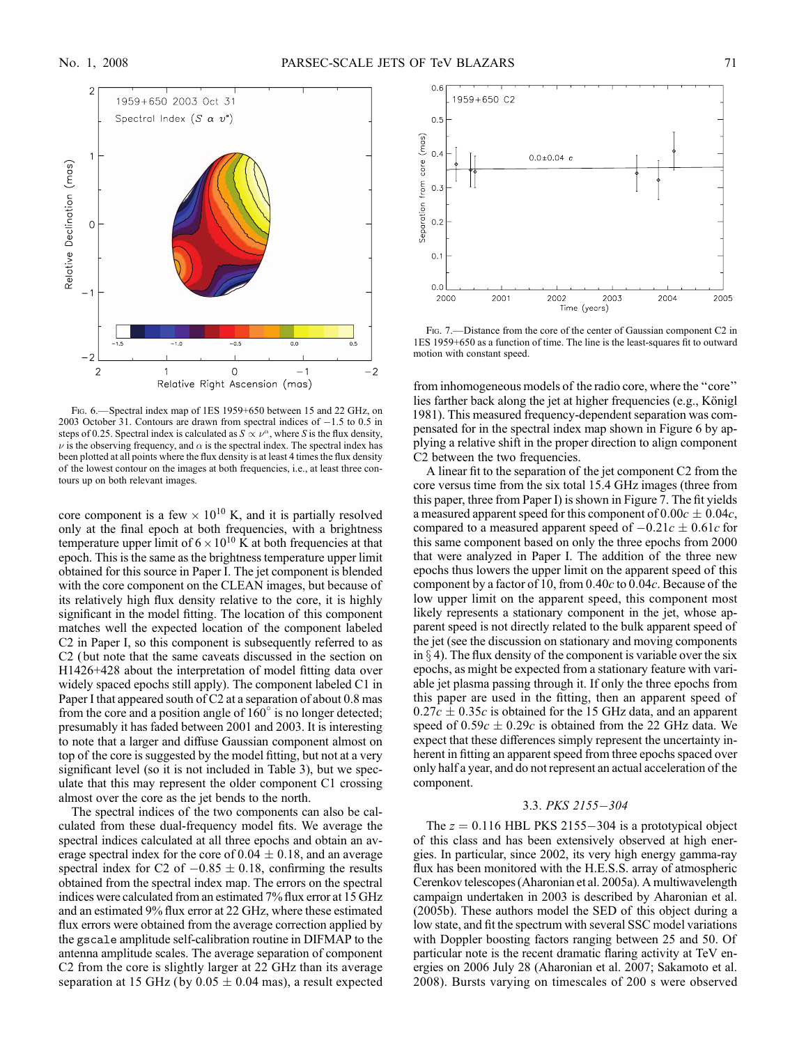Fig. 6.—Spectral index map of 1ES 1959+650 between 15 and 22 GHz, on 2003 October 31. Contours are drawn from spectral indices of −1.5 to 0.5 in steps of 0.25. Spectral index is calculated as $S \propto \nu^{\alpha}$, where $S$ is the flux density, $\nu$ is the observing frequency, and $\alpha$ is the spectral index. The spectral index has been plotted at all points where the flux density is at least 4 times the flux density of the lowest contour on the images at both frequencies, i.e., at least three contours up on both relevant images.

core component is a few $\times 10^{10}$ K, and it is partially resolved only at the final epoch at both frequencies, with a brightness temperature upper limit of $6 \times 10^{10}$ K at both frequencies at that epoch. This is the same as the brightness temperature upper limit obtained for this source in Paper I. The jet component is blended with the core component on the CLEAN images, but because of its relatively high flux density relative to the core, it is highly significant in the model fitting. The location of this component matches well the expected location of the component labeled C2 in Paper I, so this component is subsequently referred to as C2 (but note that the same caveats discussed in the section on H1426+428 about the interpretation of model fitting data over widely spaced epochs still apply). The component labeled C1 in Paper I that appeared south of C2 at a separation of about 0.8 mas from the core and a position angle of 160° is no longer detected; presumably it has faded between 2001 and 2003. It is interesting to note that a larger and diffuse Gaussian component almost on top of the core is suggested by the model fitting, but not at a very significant level (so it is not included in Table 3), but we speculate that this may represent the older component C1 crossing almost over the core as the jet bends to the north.

The spectral indices of the two components can also be calculated from these dual-frequency model fits. We average the spectral indices calculated at all three epochs and obtain an average spectral index for the core of $0.04 \pm 0.18$, and an average spectral index for C2 of $-0.85 \pm 0.18$, confirming the results obtained from the spectral index map. The errors on the spectral indices were calculated from an estimated 7% flux error at 15 GHz and an estimated 9% flux error at 22 GHz, where these estimated flux errors were obtained from the average correction applied by the `gscale` amplitude self-calibration routine in DIFMAP to the antenna amplitude scales. The average separation of component C2 from the core is slightly larger at 22 GHz than its average separation at 15 GHz (by $0.05 \pm 0.04$ mas), a result expected from inhomogeneous models of the radio core, where the "core" lies farther back along the jet at higher frequencies (e.g., Königl 1981). This measured frequency-dependent separation was compensated for in the spectral index map shown in Figure 6 by applying a relative shift in the proper direction to align component C2 between the two frequencies.

Fig. 7.—Distance from the core of the center of Gaussian component C2 in 1ES 1959+650 as a function of time. The line is the least-squares fit to outward motion with constant speed.

A linear fit to the separation of the jet component C2 from the core versus time from the six total 15.4 GHz images (three from this paper, three from Paper I) is shown in Figure 7. The fit yields a measured apparent speed for this component of $0.00c \pm 0.04c$, compared to a measured apparent speed of $-0.21c \pm 0.61c$ for this same component based on only the three epochs from 2000 that were analyzed in Paper I. The addition of the three new epochs thus lowers the upper limit on the apparent speed of this component by a factor of 10, from $0.40c$ to $0.04c$. Because of the low upper limit on the apparent speed, this component most likely represents a stationary component in the jet, whose apparent speed is not directly related to the bulk apparent speed of the jet (see the discussion on stationary and moving components in § 4). The flux density of the component is variable over the six epochs, as might be expected from a stationary feature with variable jet plasma passing through it. If only the three epochs from this paper are used in the fitting, then an apparent speed of $0.27c \pm 0.35c$ is obtained for the 15 GHz data, and an apparent speed of $0.59c \pm 0.29c$ is obtained from the 22 GHz data. We expect that these differences simply represent the uncertainty inherent in fitting an apparent speed from three epochs spaced over only half a year, and do not represent an actual acceleration of the component.

### 3.3. *PKS 2155−304*

The $z = 0.116$ HBL PKS 2155−304 is a prototypical object of this class and has been extensively observed at high energies. In particular, since 2002, its very high energy gamma-ray flux has been monitored with the H.E.S.S. array of atmospheric Cerenkov telescopes (Aharonian et al. 2005a). A multiwavelength campaign undertaken in 2003 is described by Aharonian et al. (2005b). These authors model the SED of this object during a low state, and fit the spectrum with several SSC model variations with Doppler boosting factors ranging between 25 and 50. Of particular note is the recent dramatic flaring activity at TeV energies on 2006 July 28 (Aharonian et al. 2007; Sakamoto et al. 2008). Bursts varying on timescales of 200 s were observed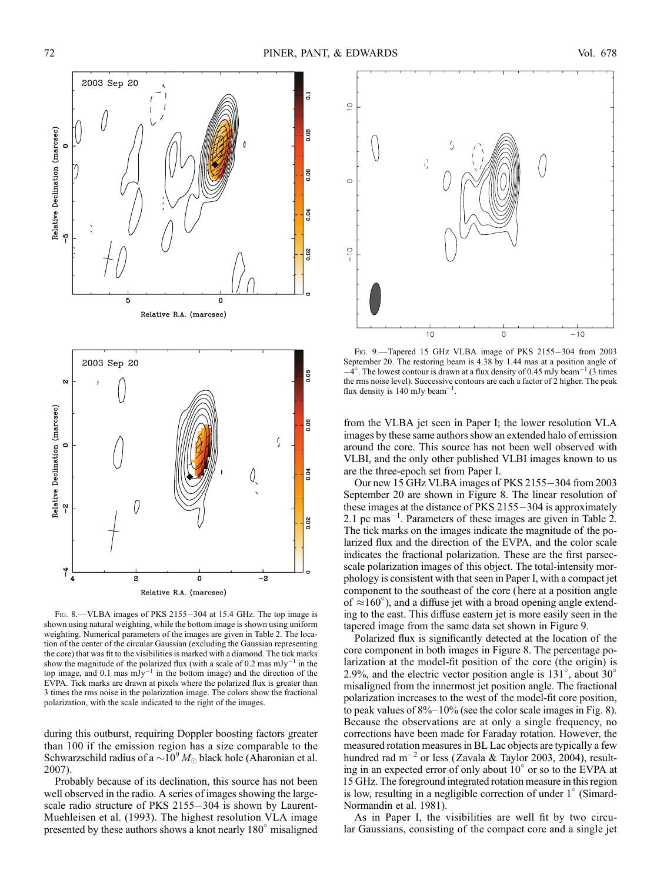FIG. 8.—VLBA images of PKS 2155−304 at 15.4 GHz. The top image is shown using natural weighting, while the bottom image is shown using uniform weighting. Numerical parameters of the images are given in Table 2. The location of the center of the circular Gaussian (excluding the Gaussian representing the core) that was fit to the visibilities is marked with a diamond. The tick marks show the magnitude of the polarized flux (with a scale of 0.2 mas mJy$^{-1}$ in the top image, and 0.1 mas mJy$^{-1}$ in the bottom image) and the direction of the EVPA. Tick marks are drawn at pixels where the polarized flux is greater than 3 times the rms noise in the polarization image. The colors show the fractional polarization, with the scale indicated to the right of the images.

FIG. 9.—Tapered 15 GHz VLBA image of PKS 2155−304 from 2003 September 20. The restoring beam is 4.38 by 1.44 mas at a position angle of $-4°$. The lowest contour is drawn at a flux density of 0.45 mJy beam$^{-1}$ (3 times the rms noise level). Successive contours are each a factor of 2 higher. The peak flux density is 140 mJy beam$^{-1}$.

during this outburst, requiring Doppler boosting factors greater than 100 if the emission region has a size comparable to the Schwarzschild radius of a $\sim 10^9\ M_\odot$ black hole (Aharonian et al. 2007).

Probably because of its declination, this source has not been well observed in the radio. A series of images showing the large-scale radio structure of PKS 2155−304 is shown by Laurent-Muehleisen et al. (1993). The highest resolution VLA image presented by these authors shows a knot nearly 180° misaligned from the VLBA jet seen in Paper I; the lower resolution VLA images by these same authors show an extended halo of emission around the core. This source has not been well observed with VLBI, and the only other published VLBI images known to us are the three-epoch set from Paper I.

Our new 15 GHz VLBA images of PKS 2155−304 from 2003 September 20 are shown in Figure 8. The linear resolution of these images at the distance of PKS 2155−304 is approximately 2.1 pc mas$^{-1}$. Parameters of these images are given in Table 2. The tick marks on the images indicate the magnitude of the polarized flux and the direction of the EVPA, and the color scale indicates the fractional polarization. These are the first parsec-scale polarization images of this object. The total-intensity morphology is consistent with that seen in Paper I, with a compact jet component to the southeast of the core (here at a position angle of $\approx 160°$), and a diffuse jet with a broad opening angle extending to the east. This diffuse eastern jet is more easily seen in the tapered image from the same data set shown in Figure 9.

Polarized flux is significantly detected at the location of the core component in both images in Figure 8. The percentage polarization at the model-fit position of the core (the origin) is 2.9%, and the electric vector position angle is 131°, about 30° misaligned from the innermost jet position angle. The fractional polarization increases to the west of the model-fit core position, to peak values of 8%–10% (see the color scale images in Fig. 8). Because the observations are at only a single frequency, no corrections have been made for Faraday rotation. However, the measured rotation measures in BL Lac objects are typically a few hundred rad m$^{-2}$ or less (Zavala & Taylor 2003, 2004), resulting in an expected error of only about 10° or so to the EVPA at 15 GHz. The foreground integrated rotation measure in this region is low, resulting in a negligible correction of under 1° (Simard-Normandin et al. 1981).

As in Paper I, the visibilities are well fit by two circular Gaussians, consisting of the compact core and a single jet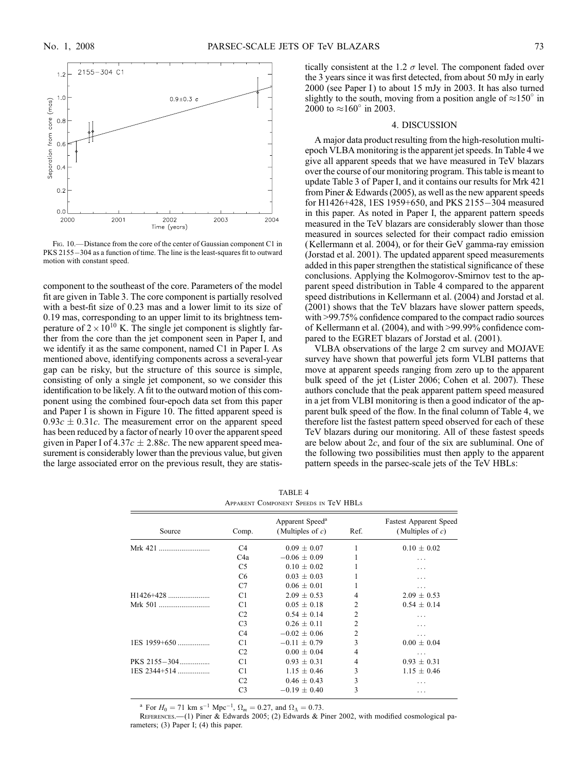FIG. 10.—Distance from the core of the center of Gaussian component C1 in PKS 2155−304 as a function of time. The line is the least-squares fit to outward motion with constant speed.

component to the southeast of the core. Parameters of the model fit are given in Table 3. The core component is partially resolved with a best-fit size of 0.23 mas and a lower limit to its size of 0.19 mas, corresponding to an upper limit to its brightness temperature of $2 \times 10^{10}$ K. The single jet component is slightly farther from the core than the jet component seen in Paper I, and we identify it as the same component, named C1 in Paper I. As mentioned above, identifying components across a several-year gap can be risky, but the structure of this source is simple, consisting of only a single jet component, so we consider this identification to be likely. A fit to the outward motion of this component using the combined four-epoch data set from this paper and Paper I is shown in Figure 10. The fitted apparent speed is $0.93c \pm 0.31c$. The measurement error on the apparent speed has been reduced by a factor of nearly 10 over the apparent speed given in Paper I of $4.37c \pm 2.88c$. The new apparent speed measurement is considerably lower than the previous value, but given the large associated error on the previous result, they are statistically consistent at the 1.2 $\sigma$ level. The component faded over the 3 years since it was first detected, from about 50 mJy in early 2000 (see Paper I) to about 15 mJy in 2003. It has also turned slightly to the south, moving from a position angle of $\approx 150°$ in 2000 to $\approx 160°$ in 2003.

## 4. DISCUSSION

A major data product resulting from the high-resolution multi-epoch VLBA monitoring is the apparent jet speeds. In Table 4 we give all apparent speeds that we have measured in TeV blazars over the course of our monitoring program. This table is meant to update Table 3 of Paper I, and it contains our results for Mrk 421 from Piner & Edwards (2005), as well as the new apparent speeds for H1426+428, 1ES 1959+650, and PKS 2155−304 measured in this paper. As noted in Paper I, the apparent pattern speeds measured in the TeV blazars are considerably slower than those measured in sources selected for their compact radio emission (Kellermann et al. 2004), or for their GeV gamma-ray emission (Jorstad et al. 2001). The updated apparent speed measurements added in this paper strengthen the statistical significance of these conclusions. Applying the Kolmogorov-Smirnov test to the apparent speed distribution in Table 4 compared to the apparent speed distributions in Kellermann et al. (2004) and Jorstad et al. (2001) shows that the TeV blazars have slower pattern speeds, with >99.75% confidence compared to the compact radio sources of Kellermann et al. (2004), and with >99.99% confidence compared to the EGRET blazars of Jorstad et al. (2001).

VLBA observations of the large 2 cm survey and MOJAVE survey have shown that powerful jets form VLBI patterns that move at apparent speeds ranging from zero up to the apparent bulk speed of the jet (Lister 2006; Cohen et al. 2007). These authors conclude that the peak apparent pattern speed measured in a jet from VLBI monitoring is then a good indicator of the apparent bulk speed of the flow. In the final column of Table 4, we therefore list the fastest pattern speed observed for each of these TeV blazars during our monitoring. All of these fastest speeds are below about $2c$, and four of the six are subluminal. One of the following two possibilities must then apply to the apparent pattern speeds in the parsec-scale jets of the TeV HBLs:

TABLE 4
APPARENT COMPONENT SPEEDS IN TeV HBLs

| Source | Comp. | Apparent Speed[a] (Multiples of $c$) | Ref. | Fastest Apparent Speed (Multiples of $c$) |
|---|---|---|---|---|
| Mrk 421 | C4 | $0.09 \pm 0.07$ | 1 | $0.10 \pm 0.02$ |
| | C4a | $-0.06 \pm 0.09$ | 1 | ... |
| | C5 | $0.10 \pm 0.02$ | 1 | ... |
| | C6 | $0.03 \pm 0.03$ | 1 | ... |
| | C7 | $0.06 \pm 0.01$ | 1 | ... |
| H1426+428 | C1 | $2.09 \pm 0.53$ | 4 | $2.09 \pm 0.53$ |
| Mrk 501 | C1 | $0.05 \pm 0.18$ | 2 | $0.54 \pm 0.14$ |
| | C2 | $0.54 \pm 0.14$ | 2 | ... |
| | C3 | $0.26 \pm 0.11$ | 2 | ... |
| | C4 | $-0.02 \pm 0.06$ | 2 | ... |
| 1ES 1959+650 | C1 | $-0.11 \pm 0.79$ | 3 | $0.00 \pm 0.04$ |
| | C2 | $0.00 \pm 0.04$ | 4 | ... |
| PKS 2155−304 | C1 | $0.93 \pm 0.31$ | 4 | $0.93 \pm 0.31$ |
| 1ES 2344+514 | C1 | $1.15 \pm 0.46$ | 3 | $1.15 \pm 0.46$ |
| | C2 | $0.46 \pm 0.43$ | 3 | ... |
| | C3 | $-0.19 \pm 0.40$ | 3 | ... |

[a] For $H_0 = 71$ km s$^{-1}$ Mpc$^{-1}$, $\Omega_m = 0.27$, and $\Omega_\Lambda = 0.73$.

REFERENCES.—(1) Piner & Edwards 2005; (2) Edwards & Piner 2002, with modified cosmological parameters; (3) Paper I; (4) this paper.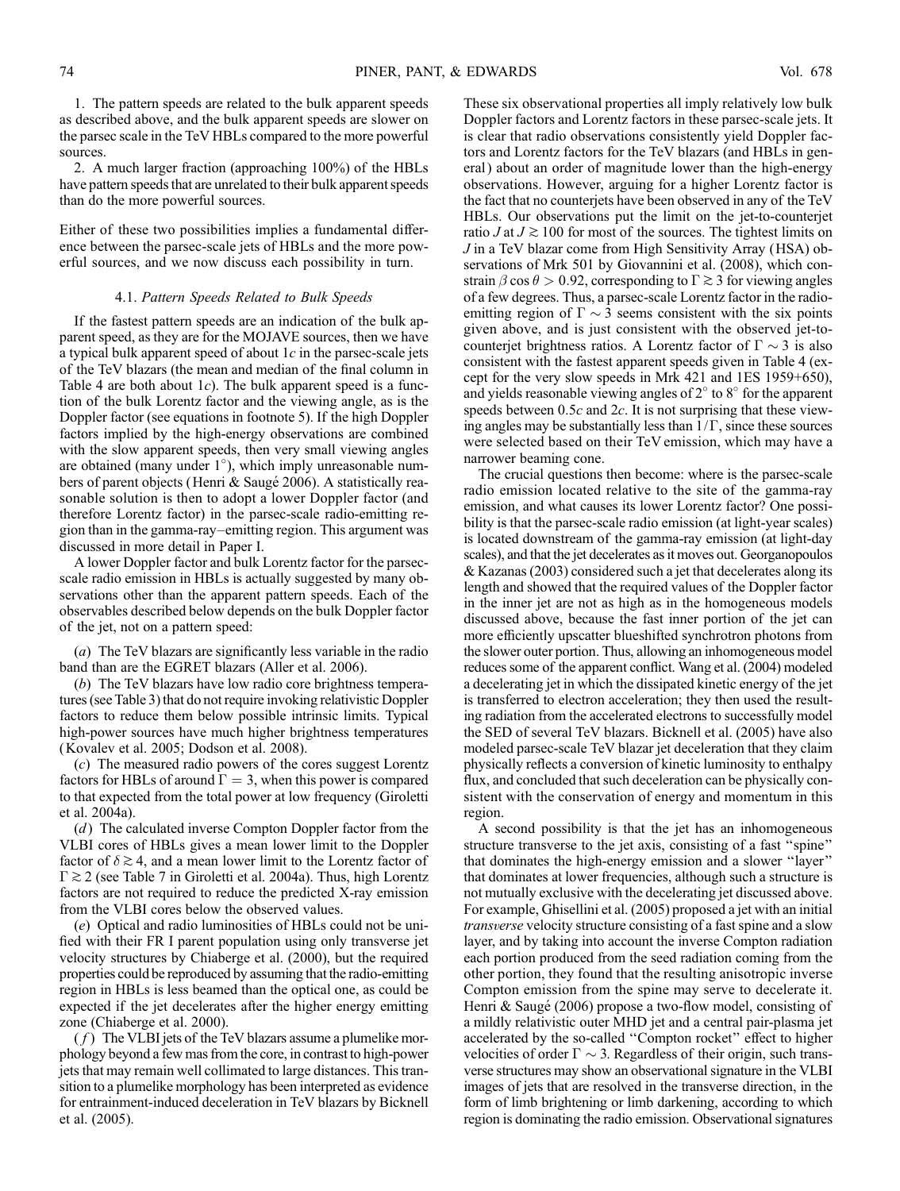1. The pattern speeds are related to the bulk apparent speeds as described above, and the bulk apparent speeds are slower on the parsec scale in the TeV HBLs compared to the more powerful sources.

2. A much larger fraction (approaching 100%) of the HBLs have pattern speeds that are unrelated to their bulk apparent speeds than do the more powerful sources.

Either of these two possibilities implies a fundamental difference between the parsec-scale jets of HBLs and the more powerful sources, and we now discuss each possibility in turn.

### 4.1. *Pattern Speeds Related to Bulk Speeds*

If the fastest pattern speeds are an indication of the bulk apparent speed, as they are for the MOJAVE sources, then we have a typical bulk apparent speed of about $1c$ in the parsec-scale jets of the TeV blazars (the mean and median of the final column in Table 4 are both about $1c$). The bulk apparent speed is a function of the bulk Lorentz factor and the viewing angle, as is the Doppler factor (see equations in footnote 5). If the high Doppler factors implied by the high-energy observations are combined with the slow apparent speeds, then very small viewing angles are obtained (many under $1^{\circ}$), which imply unreasonable numbers of parent objects (Henri & Saugé 2006). A statistically reasonable solution is then to adopt a lower Doppler factor (and therefore Lorentz factor) in the parsec-scale radio-emitting region than in the gamma-ray–emitting region. This argument was discussed in more detail in Paper I.

A lower Doppler factor and bulk Lorentz factor for the parsec-scale radio emission in HBLs is actually suggested by many observations other than the apparent pattern speeds. Each of the observables described below depends on the bulk Doppler factor of the jet, not on a pattern speed:

(*a*) The TeV blazars are significantly less variable in the radio band than are the EGRET blazars (Aller et al. 2006).

(*b*) The TeV blazars have low radio core brightness temperatures (see Table 3) that do not require invoking relativistic Doppler factors to reduce them below possible intrinsic limits. Typical high-power sources have much higher brightness temperatures (Kovalev et al. 2005; Dodson et al. 2008).

(*c*) The measured radio powers of the cores suggest Lorentz factors for HBLs of around $\Gamma = 3$, when this power is compared to that expected from the total power at low frequency (Giroletti et al. 2004a).

(*d*) The calculated inverse Compton Doppler factor from the VLBI cores of HBLs gives a mean lower limit to the Doppler factor of $\delta \gtrsim 4$, and a mean lower limit to the Lorentz factor of $\Gamma \gtrsim 2$ (see Table 7 in Giroletti et al. 2004a). Thus, high Lorentz factors are not required to reduce the predicted X-ray emission from the VLBI cores below the observed values.

(*e*) Optical and radio luminosities of HBLs could not be unified with their FR I parent population using only transverse jet velocity structures by Chiaberge et al. (2000), but the required properties could be reproduced by assuming that the radio-emitting region in HBLs is less beamed than the optical one, as could be expected if the jet decelerates after the higher energy emitting zone (Chiaberge et al. 2000).

(*f*) The VLBI jets of the TeV blazars assume a plumelike morphology beyond a few mas from the core, in contrast to high-power jets that may remain well collimated to large distances. This transition to a plumelike morphology has been interpreted as evidence for entrainment-induced deceleration in TeV blazars by Bicknell et al. (2005).

These six observational properties all imply relatively low bulk Doppler factors and Lorentz factors in these parsec-scale jets. It is clear that radio observations consistently yield Doppler factors and Lorentz factors for the TeV blazars (and HBLs in general) about an order of magnitude lower than the high-energy observations. However, arguing for a higher Lorentz factor is the fact that no counterjets have been observed in any of the TeV HBLs. Our observations put the limit on the jet-to-counterjet ratio $J$ at $J \gtrsim 100$ for most of the sources. The tightest limits on $J$ in a TeV blazar come from High Sensitivity Array (HSA) observations of Mrk 501 by Giovannini et al. (2008), which constrain $\beta \cos\theta > 0.92$, corresponding to $\Gamma \gtrsim 3$ for viewing angles of a few degrees. Thus, a parsec-scale Lorentz factor in the radio-emitting region of $\Gamma \sim 3$ seems consistent with the six points given above, and is just consistent with the observed jet-to-counterjet brightness ratios. A Lorentz factor of $\Gamma \sim 3$ is also consistent with the fastest apparent speeds given in Table 4 (except for the very slow speeds in Mrk 421 and 1ES 1959+650), and yields reasonable viewing angles of $2^{\circ}$ to $8^{\circ}$ for the apparent speeds between $0.5c$ and $2c$. It is not surprising that these viewing angles may be substantially less than $1/\Gamma$, since these sources were selected based on their TeV emission, which may have a narrower beaming cone.

The crucial questions then become: where is the parsec-scale radio emission located relative to the site of the gamma-ray emission, and what causes its lower Lorentz factor? One possibility is that the parsec-scale radio emission (at light-year scales) is located downstream of the gamma-ray emission (at light-day scales), and that the jet decelerates as it moves out. Georganopoulos & Kazanas (2003) considered such a jet that decelerates along its length and showed that the required values of the Doppler factor in the inner jet are not as high as in the homogeneous models discussed above, because the fast inner portion of the jet can more efficiently upscatter blueshifted synchrotron photons from the slower outer portion. Thus, allowing an inhomogeneous model reduces some of the apparent conflict. Wang et al. (2004) modeled a decelerating jet in which the dissipated kinetic energy of the jet is transferred to electron acceleration; they then used the resulting radiation from the accelerated electrons to successfully model the SED of several TeV blazars. Bicknell et al. (2005) have also modeled parsec-scale TeV blazar jet deceleration that they claim physically reflects a conversion of kinetic luminosity to enthalpy flux, and concluded that such deceleration can be physically consistent with the conservation of energy and momentum in this region.

A second possibility is that the jet has an inhomogeneous structure transverse to the jet axis, consisting of a fast "spine" that dominates the high-energy emission and a slower "layer" that dominates at lower frequencies, although such a structure is not mutually exclusive with the decelerating jet discussed above. For example, Ghisellini et al. (2005) proposed a jet with an initial *transverse* velocity structure consisting of a fast spine and a slow layer, and by taking into account the inverse Compton radiation each portion produced from the seed radiation coming from the other portion, they found that the resulting anisotropic inverse Compton emission from the spine may serve to decelerate it. Henri & Saugé (2006) propose a two-flow model, consisting of a mildly relativistic outer MHD jet and a central pair-plasma jet accelerated by the so-called "Compton rocket" effect to higher velocities of order $\Gamma \sim 3$. Regardless of their origin, such transverse structures may show an observational signature in the VLBI images of jets that are resolved in the transverse direction, in the form of limb brightening or limb darkening, according to which region is dominating the radio emission. Observational signatures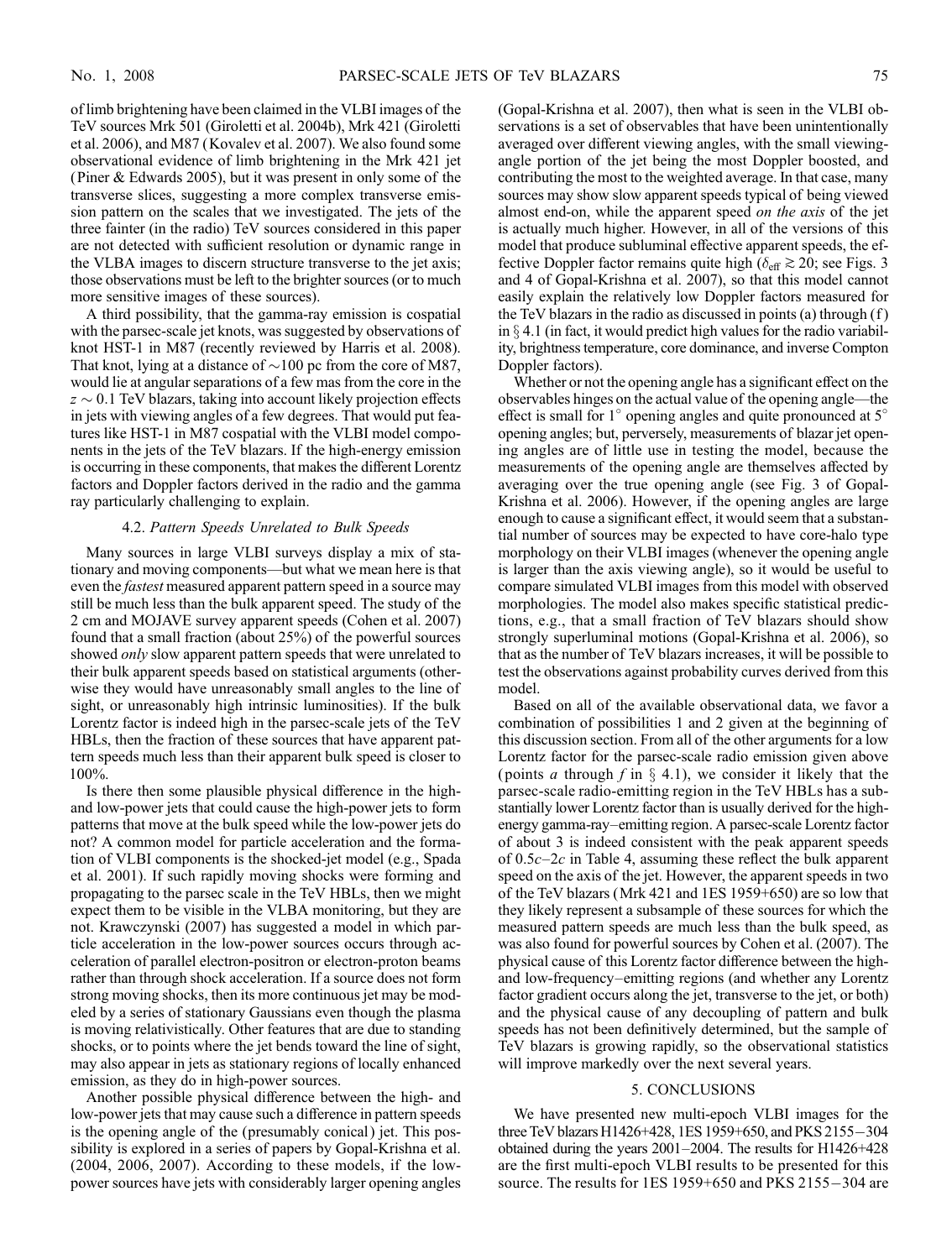of limb brightening have been claimed in the VLBI images of the TeV sources Mrk 501 (Giroletti et al. 2004b), Mrk 421 (Giroletti et al. 2006), and M87 (Kovalev et al. 2007). We also found some observational evidence of limb brightening in the Mrk 421 jet (Piner & Edwards 2005), but it was present in only some of the transverse slices, suggesting a more complex transverse emission pattern on the scales that we investigated. The jets of the three fainter (in the radio) TeV sources considered in this paper are not detected with sufficient resolution or dynamic range in the VLBA images to discern structure transverse to the jet axis; those observations must be left to the brighter sources (or to much more sensitive images of these sources).

A third possibility, that the gamma-ray emission is cospatial with the parsec-scale jet knots, was suggested by observations of knot HST-1 in M87 (recently reviewed by Harris et al. 2008). That knot, lying at a distance of $\sim$100 pc from the core of M87, would lie at angular separations of a few mas from the core in the $z \sim 0.1$ TeV blazars, taking into account likely projection effects in jets with viewing angles of a few degrees. That would put features like HST-1 in M87 cospatial with the VLBI model components in the jets of the TeV blazars. If the high-energy emission is occurring in these components, that makes the different Lorentz factors and Doppler factors derived in the radio and the gamma ray particularly challenging to explain.

### 4.2. *Pattern Speeds Unrelated to Bulk Speeds*

Many sources in large VLBI surveys display a mix of stationary and moving components—but what we mean here is that even the *fastest* measured apparent pattern speed in a source may still be much less than the bulk apparent speed. The study of the 2 cm and MOJAVE survey apparent speeds (Cohen et al. 2007) found that a small fraction (about 25%) of the powerful sources showed *only* slow apparent pattern speeds that were unrelated to their bulk apparent speeds based on statistical arguments (otherwise they would have unreasonably small angles to the line of sight, or unreasonably high intrinsic luminosities). If the bulk Lorentz factor is indeed high in the parsec-scale jets of the TeV HBLs, then the fraction of these sources that have apparent pattern speeds much less than their apparent bulk speed is closer to 100%.

Is there then some plausible physical difference in the high- and low-power jets that could cause the high-power jets to form patterns that move at the bulk speed while the low-power jets do not? A common model for particle acceleration and the formation of VLBI components is the shocked-jet model (e.g., Spada et al. 2001). If such rapidly moving shocks were forming and propagating to the parsec scale in the TeV HBLs, then we might expect them to be visible in the VLBA monitoring, but they are not. Krawczynski (2007) has suggested a model in which particle acceleration in the low-power sources occurs through acceleration of parallel electron-positron or electron-proton beams rather than through shock acceleration. If a source does not form strong moving shocks, then its more continuous jet may be modeled by a series of stationary Gaussians even though the plasma is moving relativistically. Other features that are due to standing shocks, or to points where the jet bends toward the line of sight, may also appear in jets as stationary regions of locally enhanced emission, as they do in high-power sources.

Another possible physical difference between the high- and low-power jets that may cause such a difference in pattern speeds is the opening angle of the (presumably conical) jet. This possibility is explored in a series of papers by Gopal-Krishna et al. (2004, 2006, 2007). According to these models, if the low-power sources have jets with considerably larger opening angles (Gopal-Krishna et al. 2007), then what is seen in the VLBI observations is a set of observables that have been unintentionally averaged over different viewing angles, with the small viewing-angle portion of the jet being the most Doppler boosted, and contributing the most to the weighted average. In that case, many sources may show slow apparent speeds typical of being viewed almost end-on, while the apparent speed *on the axis* of the jet is actually much higher. However, in all of the versions of this model that produce subluminal effective apparent speeds, the effective Doppler factor remains quite high ($\delta_{\rm eff} \gtrsim 20$; see Figs. 3 and 4 of Gopal-Krishna et al. 2007), so that this model cannot easily explain the relatively low Doppler factors measured for the TeV blazars in the radio as discussed in points (a) through (f) in § 4.1 (in fact, it would predict high values for the radio variability, brightness temperature, core dominance, and inverse Compton Doppler factors).

Whether or not the opening angle has a significant effect on the observables hinges on the actual value of the opening angle—the effect is small for 1° opening angles and quite pronounced at 5° opening angles; but, perversely, measurements of blazar jet opening angles are of little use in testing the model, because the measurements of the opening angle are themselves affected by averaging over the true opening angle (see Fig. 3 of Gopal-Krishna et al. 2006). However, if the opening angles are large enough to cause a significant effect, it would seem that a substantial number of sources may be expected to have core-halo type morphology on their VLBI images (whenever the opening angle is larger than the axis viewing angle), so it would be useful to compare simulated VLBI images from this model with observed morphologies. The model also makes specific statistical predictions, e.g., that a small fraction of TeV blazars should show strongly superluminal motions (Gopal-Krishna et al. 2006), so that as the number of TeV blazars increases, it will be possible to test the observations against probability curves derived from this model.

Based on all of the available observational data, we favor a combination of possibilities 1 and 2 given at the beginning of this discussion section. From all of the other arguments for a low Lorentz factor for the parsec-scale radio emission given above (points *a* through *f* in § 4.1), we consider it likely that the parsec-scale radio-emitting region in the TeV HBLs has a substantially lower Lorentz factor than is usually derived for the high-energy gamma-ray–emitting region. A parsec-scale Lorentz factor of about 3 is indeed consistent with the peak apparent speeds of $0.5c$–$2c$ in Table 4, assuming these reflect the bulk apparent speed on the axis of the jet. However, the apparent speeds in two of the TeV blazars (Mrk 421 and 1ES 1959+650) are so low that they likely represent a subsample of these sources for which the measured pattern speeds are much less than the bulk speed, as was also found for powerful sources by Cohen et al. (2007). The physical cause of this Lorentz factor difference between the high- and low-frequency–emitting regions (and whether any Lorentz factor gradient occurs along the jet, transverse to the jet, or both) and the physical cause of any decoupling of pattern and bulk speeds has not been definitively determined, but the sample of TeV blazars is growing rapidly, so the observational statistics will improve markedly over the next several years.

## 5. CONCLUSIONS

We have presented new multi-epoch VLBI images for the three TeV blazars H1426+428, 1ES 1959+650, and PKS 2155−304 obtained during the years 2001–2004. The results for H1426+428 are the first multi-epoch VLBI results to be presented for this source. The results for 1ES 1959+650 and PKS 2155−304 are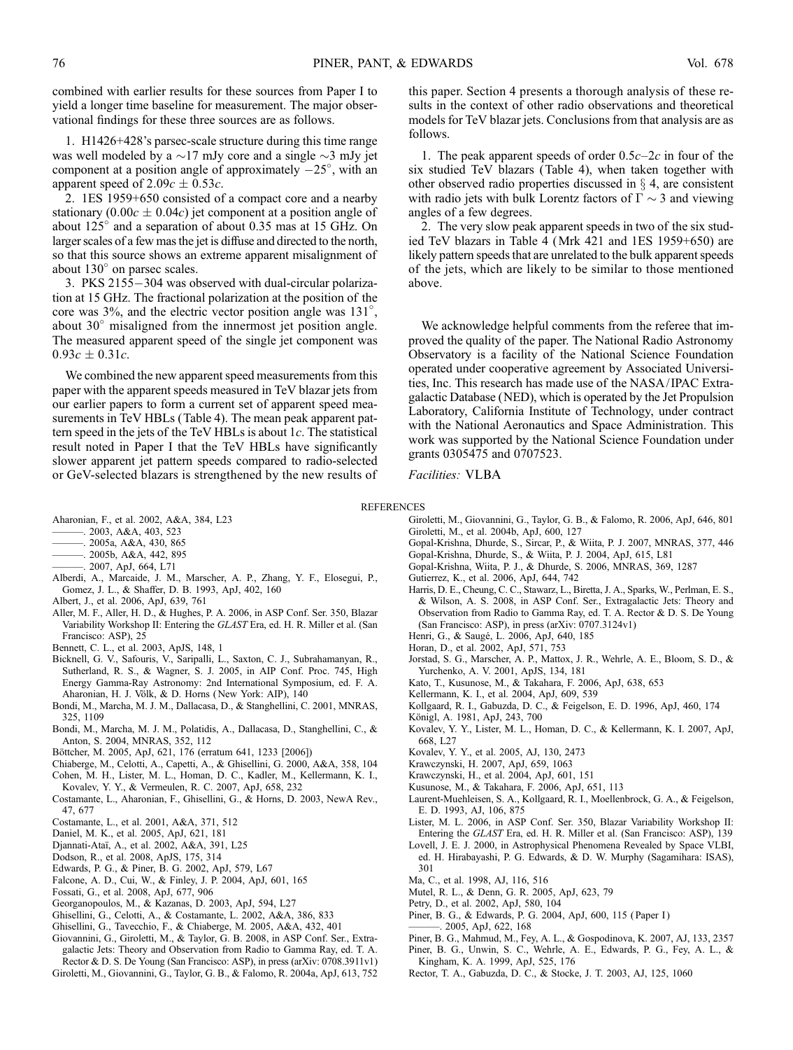combined with earlier results for these sources from Paper I to yield a longer time baseline for measurement. The major observational findings for these three sources are as follows.

1. H1426+428's parsec-scale structure during this time range was well modeled by a ~17 mJy core and a single ~3 mJy jet component at a position angle of approximately $-25°$, with an apparent speed of $2.09c \pm 0.53c$.

2. 1ES 1959+650 consisted of a compact core and a nearby stationary ($0.00c \pm 0.04c$) jet component at a position angle of about 125° and a separation of about 0.35 mas at 15 GHz. On larger scales of a few mas the jet is diffuse and directed to the north, so that this source shows an extreme apparent misalignment of about 130° on parsec scales.

3. PKS 2155−304 was observed with dual-circular polarization at 15 GHz. The fractional polarization at the position of the core was 3%, and the electric vector position angle was 131°, about 30° misaligned from the innermost jet position angle. The measured apparent speed of the single jet component was $0.93c \pm 0.31c$.

We combined the new apparent speed measurements from this paper with the apparent speeds measured in TeV blazar jets from our earlier papers to form a current set of apparent speed measurements in TeV HBLs (Table 4). The mean peak apparent pattern speed in the jets of the TeV HBLs is about $1c$. The statistical result noted in Paper I that the TeV HBLs have significantly slower apparent jet pattern speeds compared to radio-selected or GeV-selected blazars is strengthened by the new results of this paper. Section 4 presents a thorough analysis of these results in the context of other radio observations and theoretical models for TeV blazar jets. Conclusions from that analysis are as follows.

1. The peak apparent speeds of order $0.5c$–$2c$ in four of the six studied TeV blazars (Table 4), when taken together with other observed radio properties discussed in § 4, are consistent with radio jets with bulk Lorentz factors of $\Gamma \sim 3$ and viewing angles of a few degrees.

2. The very slow peak apparent speeds in two of the six studied TeV blazars in Table 4 (Mrk 421 and 1ES 1959+650) are likely pattern speeds that are unrelated to the bulk apparent speeds of the jets, which are likely to be similar to those mentioned above.

We acknowledge helpful comments from the referee that improved the quality of the paper. The National Radio Astronomy Observatory is a facility of the National Science Foundation operated under cooperative agreement by Associated Universities, Inc. This research has made use of the NASA/IPAC Extragalactic Database (NED), which is operated by the Jet Propulsion Laboratory, California Institute of Technology, under contract with the National Aeronautics and Space Administration. This work was supported by the National Science Foundation under grants 0305475 and 0707523.

*Facilities:* VLBA

## REFERENCES

Aharonian, F., et al. 2002, A&A, 384, L23
———. 2003, A&A, 403, 523
———. 2005a, A&A, 430, 865
———. 2005b, A&A, 442, 895
———. 2007, ApJ, 664, L71
Alberdi, A., Marcaide, J. M., Marscher, A. P., Zhang, Y. F., Elosegui, P., Gomez, J. L., & Shaffer, D. B. 1993, ApJ, 402, 160
Albert, J., et al. 2006, ApJ, 639, 761
Aller, M. F., Aller, H. D., & Hughes, P. A. 2006, in ASP Conf. Ser. 350, Blazar Variability Workshop II: Entering the *GLAST* Era, ed. H. R. Miller et al. (San Francisco: ASP), 25
Bennett, C. L., et al. 2003, ApJS, 148, 1
Bicknell, G. V., Safouris, V., Saripalli, L., Saxton, C. J., Subrahamanyan, R., Sutherland, R. S., & Wagner, S. J. 2005, in AIP Conf. Proc. 745, High Energy Gamma-Ray Astronomy: 2nd International Symposium, ed. F. A. Aharonian, H. J. Völk, & D. Horns (New York: AIP), 140
Bondi, M., Marcha, M. J. M., Dallacasa, D., & Stanghellini, C. 2001, MNRAS, 325, 1109
Bondi, M., Marcha, M. J. M., Polatidis, A., Dallacasa, D., Stanghellini, C., & Anton, S. 2004, MNRAS, 352, 112
Böttcher, M. 2005, ApJ, 621, 176 (erratum 641, 1233 [2006])
Chiaberge, M., Celotti, A., Capetti, A., & Ghisellini, G. 2000, A&A, 358, 104
Cohen, M. H., Lister, M. L., Homan, D. C., Kadler, M., Kellermann, K. I., Kovalev, Y. Y., & Vermeulen, R. C. 2007, ApJ, 658, 232
Costamante, L., Aharonian, F., Ghisellini, G., & Horns, D. 2003, NewA Rev., 47, 677
Costamante, L., et al. 2001, A&A, 371, 512
Daniel, M. K., et al. 2005, ApJ, 621, 181
Djannati-Ataï, A., et al. 2002, A&A, 391, L25
Dodson, R., et al. 2008, ApJS, 175, 314
Edwards, P. G., & Piner, B. G. 2002, ApJ, 579, L67
Falcone, A. D., Cui, W., & Finley, J. P. 2004, ApJ, 601, 165
Fossati, G., et al. 2008, ApJ, 677, 906
Georganopoulos, M., & Kazanas, D. 2003, ApJ, 594, L27
Ghisellini, G., Celotti, A., & Costamante, L. 2002, A&A, 386, 833
Ghisellini, G., Tavecchio, F., & Chiaberge, M. 2005, A&A, 432, 401
Giovannini, G., Giroletti, M., & Taylor, G. B. 2008, in ASP Conf. Ser., Extragalactic Jets: Theory and Observation from Radio to Gamma Ray, ed. T. A. Rector & D. S. De Young (San Francisco: ASP), in press (arXiv: 0708.3911v1)
Giroletti, M., Giovannini, G., Taylor, G. B., & Falomo, R. 2004a, ApJ, 613, 752
Giroletti, M., Giovannini, G., Taylor, G. B., & Falomo, R. 2006, ApJ, 646, 801
Giroletti, M., et al. 2004b, ApJ, 600, 127
Gopal-Krishna, Dhurde, S., Sircar, P., & Wiita, P. J. 2007, MNRAS, 377, 446
Gopal-Krishna, Dhurde, S., & Wiita, P. J. 2004, ApJ, 615, L81
Gopal-Krishna, Wiita, P. J., & Dhurde, S. 2006, MNRAS, 369, 1287
Gutierrez, K., et al. 2006, ApJ, 644, 742
Harris, D. E., Cheung, C. C., Stawarz, L., Biretta, J. A., Sparks, W., Perlman, E. S., & Wilson, A. S. 2008, in ASP Conf. Ser., Extragalactic Jets: Theory and Observation from Radio to Gamma Ray, ed. T. A. Rector & D. S. De Young (San Francisco: ASP), in press (arXiv: 0707.3124v1)
Henri, G., & Saugé, L. 2006, ApJ, 640, 185
Horan, D., et al. 2002, ApJ, 571, 753
Jorstad, S. G., Marscher, A. P., Mattox, J. R., Wehrle, A. E., Bloom, S. D., & Yurchenko, A. V. 2001, ApJS, 134, 181
Kato, T., Kusunose, M., & Takahara, F. 2006, ApJ, 638, 653
Kellermann, K. I., et al. 2004, ApJ, 609, 539
Kollgaard, R. I., Gabuzda, D. C., & Feigelson, E. D. 1996, ApJ, 460, 174
Königl, A. 1981, ApJ, 243, 700
Kovalev, Y. Y., Lister, M. L., Homan, D. C., & Kellermann, K. I. 2007, ApJ, 668, L27
Kovalev, Y. Y., et al. 2005, AJ, 130, 2473
Krawczynski, H. 2007, ApJ, 659, 1063
Krawczynski, H., et al. 2004, ApJ, 601, 151
Kusunose, M., & Takahara, F. 2006, ApJ, 651, 113
Laurent-Muehleisen, S. A., Kollgaard, R. I., Moellenbrock, G. A., & Feigelson, E. D. 1993, AJ, 106, 875
Lister, M. L. 2006, in ASP Conf. Ser. 350, Blazar Variability Workshop II: Entering the *GLAST* Era, ed. H. R. Miller et al. (San Francisco: ASP), 139
Lovell, J. E. J. 2000, in Astrophysical Phenomena Revealed by Space VLBI, ed. H. Hirabayashi, P. G. Edwards, & D. W. Murphy (Sagamihara: ISAS), 301
Ma, C., et al. 1998, AJ, 116, 516
Mutel, R. L., & Denn, G. R. 2005, ApJ, 623, 79
Petry, D., et al. 2002, ApJ, 580, 104
Piner, B. G., & Edwards, P. G. 2004, ApJ, 600, 115 (Paper I)
———. 2005, ApJ, 622, 168
Piner, B. G., Mahmud, M., Fey, A. L., & Gospodinova, K. 2007, AJ, 133, 2357
Piner, B. G., Unwin, S. C., Wehrle, A. E., Edwards, P. G., Fey, A. L., & Kingham, K. A. 1999, ApJ, 525, 176
Rector, T. A., Gabuzda, D. C., & Stocke, J. T. 2003, AJ, 125, 1060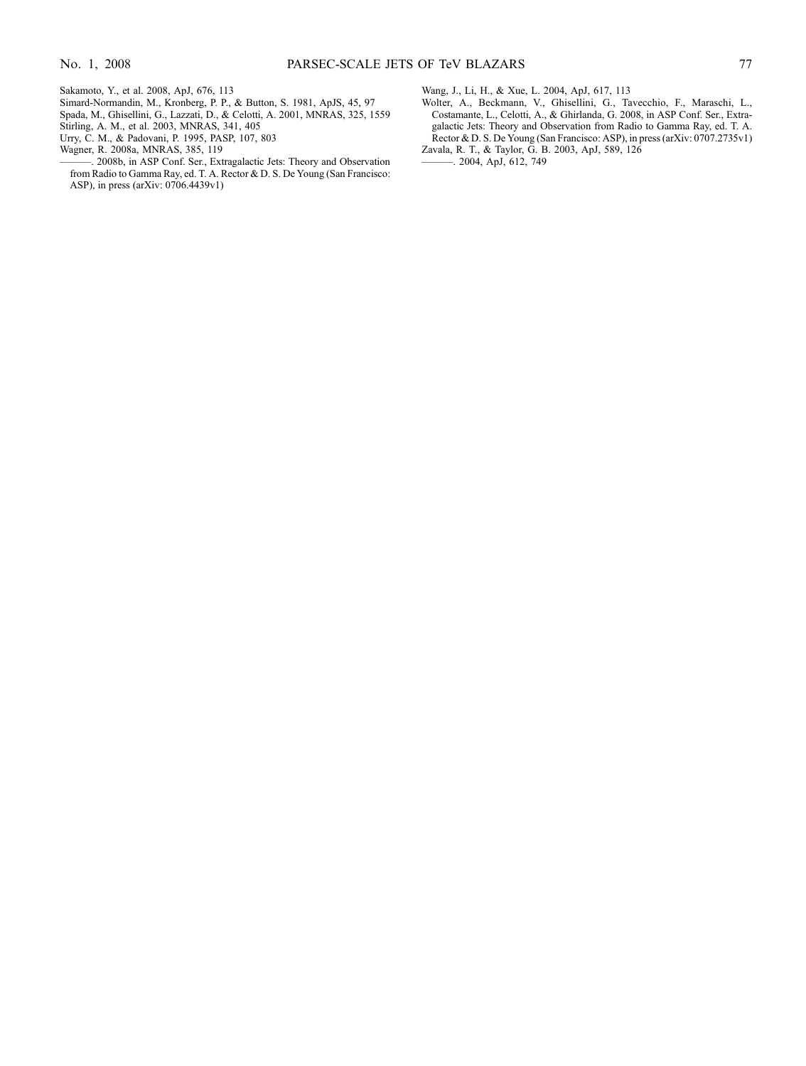Sakamoto, Y., et al. 2008, ApJ, 676, 113

Simard-Normandin, M., Kronberg, P. P., & Button, S. 1981, ApJS, 45, 97

Spada, M., Ghisellini, G., Lazzati, D., & Celotti, A. 2001, MNRAS, 325, 1559

Stirling, A. M., et al. 2003, MNRAS, 341, 405

Urry, C. M., & Padovani, P. 1995, PASP, 107, 803

Wagner, R. 2008a, MNRAS, 385, 119

———. 2008b, in ASP Conf. Ser., Extragalactic Jets: Theory and Observation from Radio to Gamma Ray, ed. T. A. Rector & D. S. De Young (San Francisco: ASP), in press (arXiv: 0706.4439v1)

Wang, J., Li, H., & Xue, L. 2004, ApJ, 617, 113

Wolter, A., Beckmann, V., Ghisellini, G., Tavecchio, F., Maraschi, L., Costamante, L., Celotti, A., & Ghirlanda, G. 2008, in ASP Conf. Ser., Extragalactic Jets: Theory and Observation from Radio to Gamma Ray, ed. T. A. Rector & D. S. De Young (San Francisco: ASP), in press (arXiv: 0707.2735v1)

Zavala, R. T., & Taylor, G. B. 2003, ApJ, 589, 126

———. 2004, ApJ, 612, 749